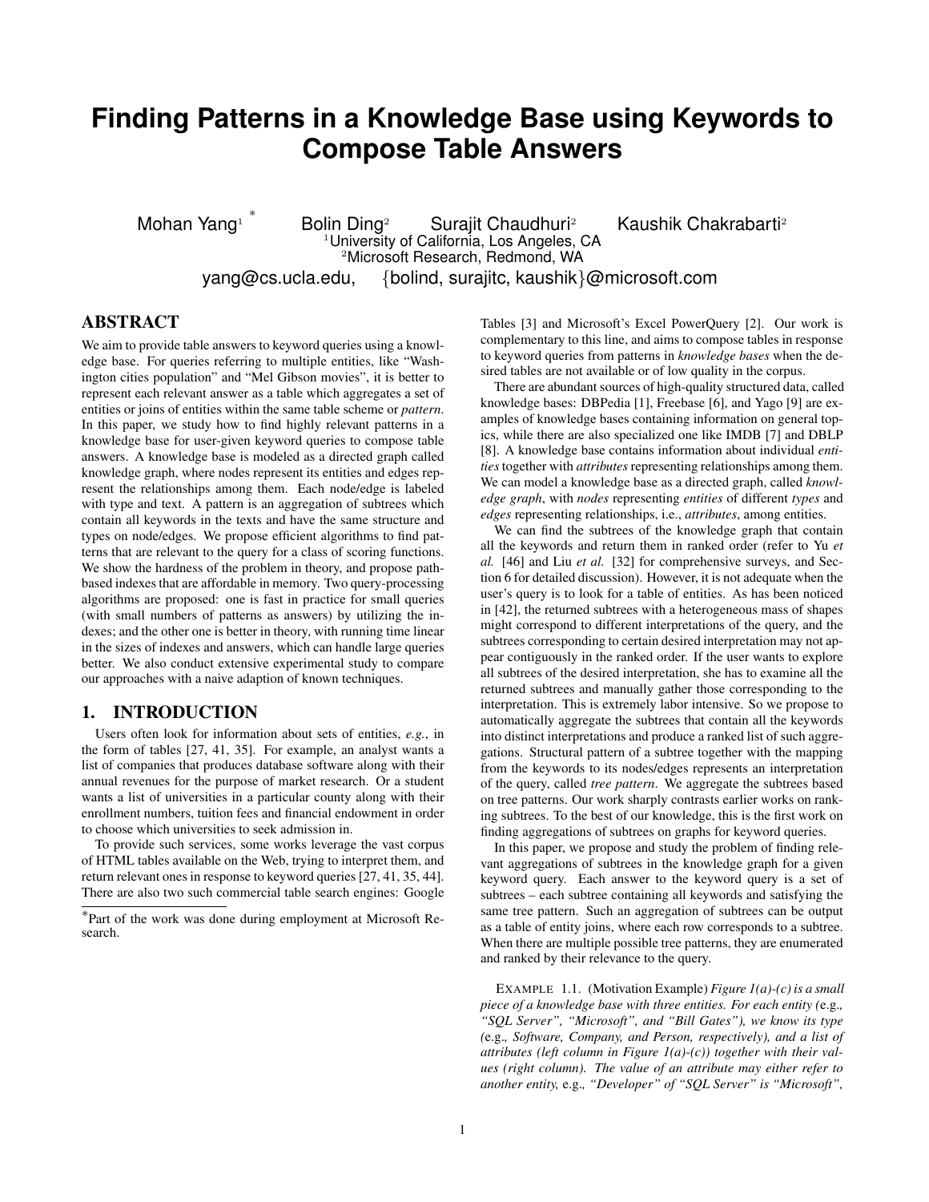# Finding Patterns in a Knowledge Base using Keywords to Compose Table Answers

Mohan Yang[1] [*] Bolin Ding[2] Surajit Chaudhuri[2] Kaushik Chakrabarti[2]

[1]University of California, Los Angeles, CA
[2]Microsoft Research, Redmond, WA

yang@cs.ucla.edu, {bolind, surajitc, kaushik}@microsoft.com

## ABSTRACT

We aim to provide table answers to keyword queries using a knowledge base. For queries referring to multiple entities, like "Washington cities population" and "Mel Gibson movies", it is better to represent each relevant answer as a table which aggregates a set of entities or joins of entities within the same table scheme or *pattern*. In this paper, we study how to find highly relevant patterns in a knowledge base for user-given keyword queries to compose table answers. A knowledge base is modeled as a directed graph called knowledge graph, where nodes represent its entities and edges represent the relationships among them. Each node/edge is labeled with type and text. A pattern is an aggregation of subtrees which contain all keywords in the texts and have the same structure and types on node/edges. We propose efficient algorithms to find patterns that are relevant to the query for a class of scoring functions. We show the hardness of the problem in theory, and propose path-based indexes that are affordable in memory. Two query-processing algorithms are proposed: one is fast in practice for small queries (with small numbers of patterns as answers) by utilizing the indexes; and the other one is better in theory, with running time linear in the sizes of indexes and answers, which can handle large queries better. We also conduct extensive experimental study to compare our approaches with a naive adaption of known techniques.

## 1. INTRODUCTION

Users often look for information about sets of entities, *e.g.*, in the form of tables [27, 41, 35]. For example, an analyst wants a list of companies that produces database software along with their annual revenues for the purpose of market research. Or a student wants a list of universities in a particular county along with their enrollment numbers, tuition fees and financial endowment in order to choose which universities to seek admission in.

To provide such services, some works leverage the vast corpus of HTML tables available on the Web, trying to interpret them, and return relevant ones in response to keyword queries [27, 41, 35, 44]. There are also two such commercial table search engines: Google Tables [3] and Microsoft's Excel PowerQuery [2]. Our work is complementary to this line, and aims to compose tables in response to keyword queries from patterns in *knowledge bases* when the desired tables are not available or of low quality in the corpus.

[*]Part of the work was done during employment at Microsoft Research.

There are abundant sources of high-quality structured data, called knowledge bases: DBPedia [1], Freebase [6], and Yago [9] are examples of knowledge bases containing information on general topics, while there are also specialized one like IMDB [7] and DBLP [8]. A knowledge base contains information about individual *entities* together with *attributes* representing relationships among them. We can model a knowledge base as a directed graph, called *knowledge graph*, with *nodes* representing *entities* of different *types* and *edges* representing relationships, i.e., *attributes*, among entities.

We can find the subtrees of the knowledge graph that contain all the keywords and return them in ranked order (refer to Yu *et al.* [46] and Liu *et al.* [32] for comprehensive surveys, and Section 6 for detailed discussion). However, it is not adequate when the user's query is to look for a table of entities. As has been noticed in [42], the returned subtrees with a heterogeneous mass of shapes might correspond to different interpretations of the query, and the subtrees corresponding to certain desired interpretation may not appear contiguously in the ranked order. If the user wants to explore all subtrees of the desired interpretation, she has to examine all the returned subtrees and manually gather those corresponding to the interpretation. This is extremely labor intensive. So we propose to automatically aggregate the subtrees that contain all the keywords into distinct interpretations and produce a ranked list of such aggregations. Structural pattern of a subtree together with the mapping from the keywords to its nodes/edges represents an interpretation of the query, called *tree pattern*. We aggregate the subtrees based on tree patterns. Our work sharply contrasts earlier works on ranking subtrees. To the best of our knowledge, this is the first work on finding aggregations of subtrees on graphs for keyword queries.

In this paper, we propose and study the problem of finding relevant aggregations of subtrees in the knowledge graph for a given keyword query. Each answer to the keyword query is a set of subtrees – each subtree containing all keywords and satisfying the same tree pattern. Such an aggregation of subtrees can be output as a table of entity joins, where each row corresponds to a subtree. When there are multiple possible tree patterns, they are enumerated and ranked by their relevance to the query.

EXAMPLE 1.1. (Motivation Example) *Figure 1(a)-(c) is a small piece of a knowledge base with three entities. For each entity (*e.g.*, "SQL Server", "Microsoft", and "Bill Gates"), we know its type (*e.g.*, Software, Company, and Person, respectively), and a list of attributes (left column in Figure 1(a)-(c)) together with their values (right column). The value of an attribute may either refer to another entity,* e.g.*, "Developer" of "SQL Server" is "Microsoft",*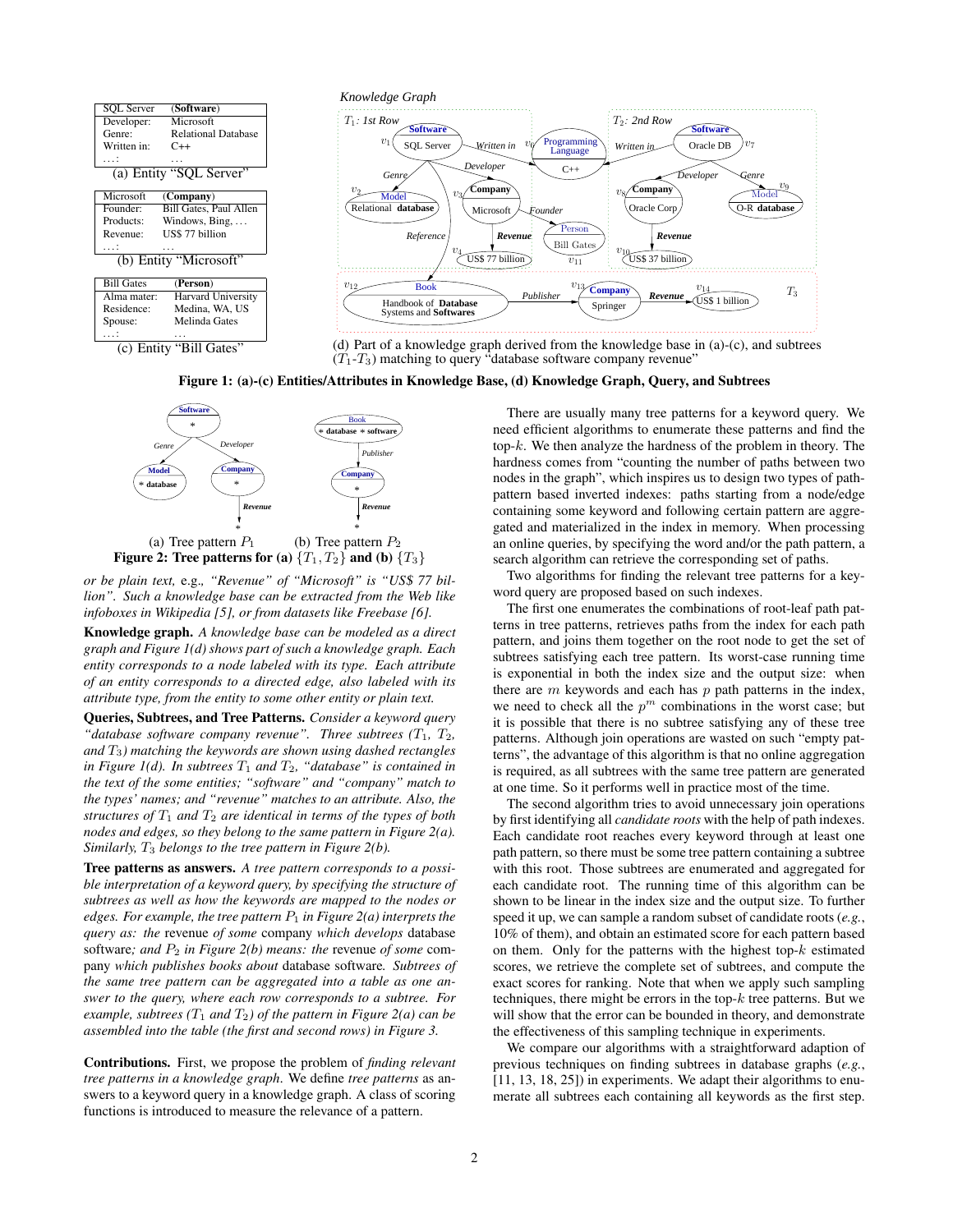| SQL Server | (**Software**) |
|---|---|
| Developer: | Microsoft |
| Genre: | Relational Database |
| Written in: | C++ |
| ...: | ... |

(a) Entity "SQL Server"

| Microsoft | (**Company**) |
|---|---|
| Founder: | Bill Gates, Paul Allen |
| Products: | Windows, Bing, ... |
| Revenue: | US$ 77 billion |
| ...: | ... |

(b) Entity "Microsoft"

| Bill Gates | (**Person**) |
|---|---|
| Alma mater: | Harvard University |
| Residence: | Medina, WA, US |
| Spouse: | Melinda Gates |
| ...: | ... |

(c) Entity "Bill Gates"

(d) Part of a knowledge graph derived from the knowledge base in (a)-(c), and subtrees ($T_1$-$T_3$) matching to query "database software company revenue"

**Figure 1: (a)-(c) Entities/Attributes in Knowledge Base, (d) Knowledge Graph, Query, and Subtrees**

(a) Tree pattern $P_1$ (b) Tree pattern $P_2$

**Figure 2: Tree patterns for (a) $\{T_1, T_2\}$ and (b) $\{T_3\}$**

*or be plain text,* e.g.*, "Revenue" of "Microsoft" is "US$ 77 billion". Such a knowledge base can be extracted from the Web like infoboxes in Wikipedia [5], or from datasets like Freebase [6].*

**Knowledge graph.** *A knowledge base can be modeled as a direct graph and Figure 1(d) shows part of such a knowledge graph. Each entity corresponds to a node labeled with its type. Each attribute of an entity corresponds to a directed edge, also labeled with its attribute type, from the entity to some other entity or plain text.*

**Queries, Subtrees, and Tree Patterns.** *Consider a keyword query "database software company revenue". Three subtrees ($T_1$, $T_2$, and $T_3$) matching the keywords are shown using dashed rectangles in Figure 1(d). In subtrees $T_1$ and $T_2$, "database" is contained in the text of the some entities; "software" and "company" match to the types' names; and "revenue" matches to an attribute. Also, the structures of $T_1$ and $T_2$ are identical in terms of the types of both nodes and edges, so they belong to the same pattern in Figure 2(a). Similarly, $T_3$ belongs to the tree pattern in Figure 2(b).*

**Tree patterns as answers.** *A tree pattern corresponds to a possible interpretation of a keyword query, by specifying the structure of subtrees as well as how the keywords are mapped to the nodes or edges. For example, the tree pattern $P_1$ in Figure 2(a) interprets the query as: the* revenue *of some* company *which develops* database software*; and $P_2$ in Figure 2(b) means: the* revenue *of some* company *which publishes books about* database software*. Subtrees of the same tree pattern can be aggregated into a table as one answer to the query, where each row corresponds to a subtree. For example, subtrees ($T_1$ and $T_2$) of the pattern in Figure 2(a) can be assembled into the table (the first and second rows) in Figure 3.*

**Contributions.** First, we propose the problem of *finding relevant tree patterns in a knowledge graph*. We define *tree patterns* as answers to a keyword query in a knowledge graph. A class of scoring functions is introduced to measure the relevance of a pattern.

There are usually many tree patterns for a keyword query. We need efficient algorithms to enumerate these patterns and find the top-$k$. We then analyze the hardness of the problem in theory. The hardness comes from "counting the number of paths between two nodes in the graph", which inspires us to design two types of path-pattern based inverted indexes: paths starting from a node/edge containing some keyword and following certain pattern are aggregated and materialized in the index in memory. When processing an online queries, by specifying the word and/or the path pattern, a search algorithm can retrieve the corresponding set of paths.

Two algorithms for finding the relevant tree patterns for a keyword query are proposed based on such indexes.

The first one enumerates the combinations of root-leaf path patterns in tree patterns, retrieves paths from the index for each path pattern, and joins them together on the root node to get the set of subtrees satisfying each tree pattern. Its worst-case running time is exponential in both the index size and the output size: when there are $m$ keywords and each has $p$ path patterns in the index, we need to check all the $p^m$ combinations in the worst case; but it is possible that there is no subtree satisfying any of these tree patterns. Although join operations are wasted on such "empty patterns", the advantage of this algorithm is that no online aggregation is required, as all subtrees with the same tree pattern are generated at one time. So it performs well in practice most of the time.

The second algorithm tries to avoid unnecessary join operations by first identifying all *candidate roots* with the help of path indexes. Each candidate root reaches every keyword through at least one path pattern, so there must be some tree pattern containing a subtree with this root. Those subtrees are enumerated and aggregated for each candidate root. The running time of this algorithm can be shown to be linear in the index size and the output size. To further speed it up, we can sample a random subset of candidate roots (*e.g.*, 10% of them), and obtain an estimated score for each pattern based on them. Only for the patterns with the highest top-$k$ estimated scores, we retrieve the complete set of subtrees, and compute the exact scores for ranking. Note that when we apply such sampling techniques, there might be errors in the top-$k$ tree patterns. But we will show that the error can be bounded in theory, and demonstrate the effectiveness of this sampling technique in experiments.

We compare our algorithms with a straightforward adaption of previous techniques on finding subtrees in database graphs (*e.g.*, [11, 13, 18, 25]) in experiments. We adapt their algorithms to enumerate all subtrees each containing all keywords as the first step.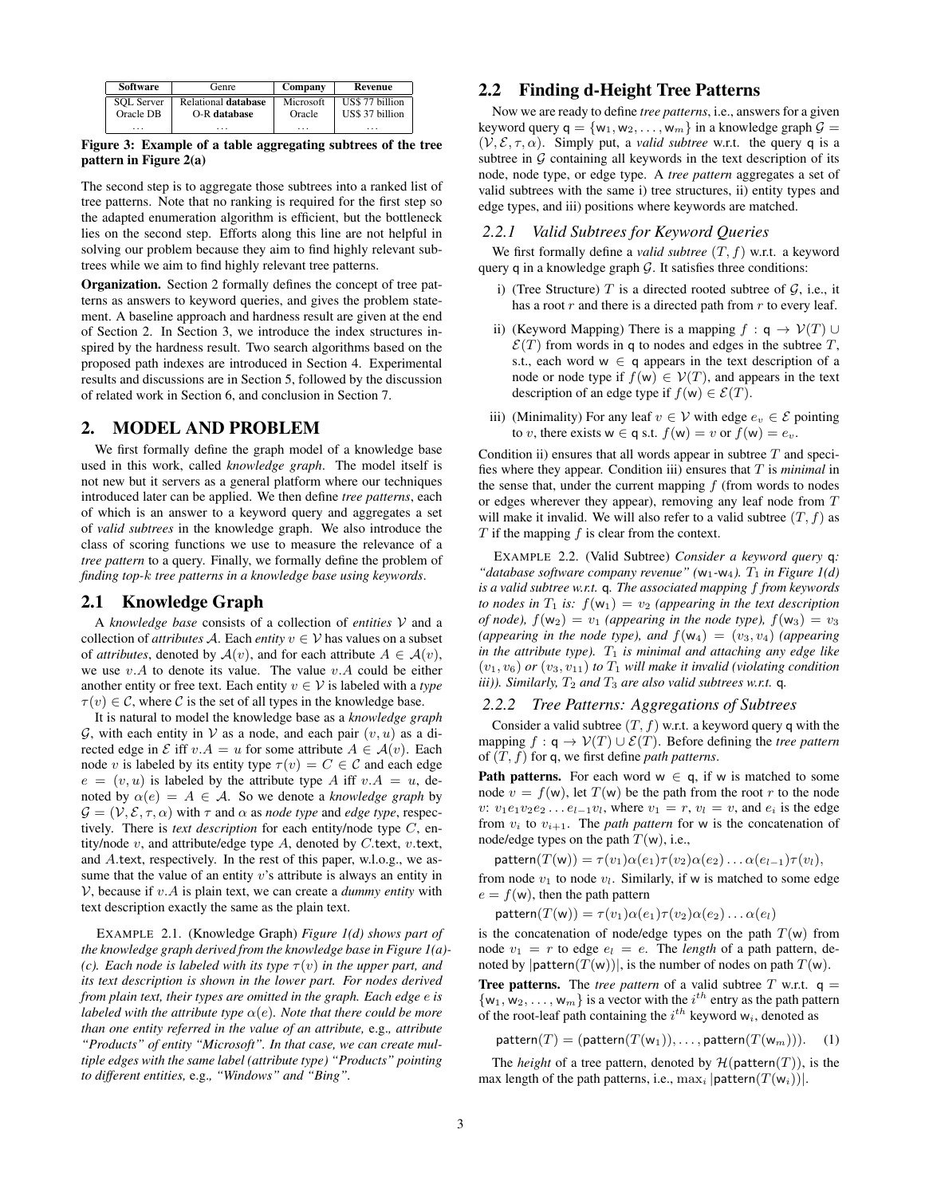| Software | Genre | Company | Revenue |
| --- | --- | --- | --- |
| SQL Server | Relational **database** | Microsoft | US$ 77 billion |
| Oracle DB | O-R **database** | Oracle | US$ 37 billion |
| ... | ... | ... | ... |

**Figure 3: Example of a table aggregating subtrees of the tree pattern in Figure 2(a)**

The second step is to aggregate those subtrees into a ranked list of tree patterns. Note that no ranking is required for the first step so the adapted enumeration algorithm is efficient, but the bottleneck lies on the second step. Efforts along this line are not helpful in solving our problem because they aim to find highly relevant subtrees while we aim to find highly relevant tree patterns.

**Organization.** Section 2 formally defines the concept of tree patterns as answers to keyword queries, and gives the problem statement. A baseline approach and hardness result are given at the end of Section 2. In Section 3, we introduce the index structures inspired by the hardness result. Two search algorithms based on the proposed path indexes are introduced in Section 4. Experimental results and discussions are in Section 5, followed by the discussion of related work in Section 6, and conclusion in Section 7.

## 2. MODEL AND PROBLEM

We first formally define the graph model of a knowledge base used in this work, called *knowledge graph*. The model itself is not new but it servers as a general platform where our techniques introduced later can be applied. We then define *tree patterns*, each of which is an answer to a keyword query and aggregates a set of *valid subtrees* in the knowledge graph. We also introduce the class of scoring functions we use to measure the relevance of a *tree pattern* to a query. Finally, we formally define the problem of *finding top-k tree patterns in a knowledge base using keywords*.

### 2.1 Knowledge Graph

A *knowledge base* consists of a collection of *entities* $\mathcal{V}$ and a collection of *attributes* $\mathcal{A}$. Each *entity* $v \in \mathcal{V}$ has values on a subset of *attributes*, denoted by $\mathcal{A}(v)$, and for each attribute $A \in \mathcal{A}(v)$, we use $v.A$ to denote its value. The value $v.A$ could be either another entity or free text. Each entity $v \in \mathcal{V}$ is labeled with a *type* $\tau(v) \in \mathcal{C}$, where $\mathcal{C}$ is the set of all types in the knowledge base.

It is natural to model the knowledge base as a *knowledge graph* $\mathcal{G}$, with each entity in $\mathcal{V}$ as a node, and each pair $(v, u)$ as a directed edge in $\mathcal{E}$ iff $v.A = u$ for some attribute $A \in \mathcal{A}(v)$. Each node $v$ is labeled by its entity type $\tau(v) = C \in \mathcal{C}$ and each edge $e = (v, u)$ is labeled by the attribute type $A$ iff $v.A = u$, denoted by $\alpha(e) = A \in \mathcal{A}$. So we denote a *knowledge graph* by $\mathcal{G} = (\mathcal{V}, \mathcal{E}, \tau, \alpha)$ with $\tau$ and $\alpha$ as *node type* and *edge type*, respectively. There is *text description* for each entity/node type $C$, entity/node $v$, and attribute/edge type $A$, denoted by $C.\mathsf{text}$, $v.\mathsf{text}$, and $A.\mathsf{text}$, respectively. In the rest of this paper, w.l.o.g., we assume that the value of an entity $v$'s attribute is always an entity in $\mathcal{V}$, because if $v.A$ is plain text, we can create a *dummy entity* with text description exactly the same as the plain text.

EXAMPLE 2.1. (Knowledge Graph) *Figure 1(d) shows part of the knowledge graph derived from the knowledge base in Figure 1(a)-(c). Each node is labeled with its type $\tau(v)$ in the upper part, and its text description is shown in the lower part. For nodes derived from plain text, their types are omitted in the graph. Each edge $e$ is labeled with the attribute type $\alpha(e)$. Note that there could be more than one entity referred in the value of an attribute,* e.g.*, attribute "Products" of entity "Microsoft". In that case, we can create multiple edges with the same label (attribute type) "Products" pointing to different entities,* e.g.*, "Windows" and "Bing".*

### 2.2 Finding d-Height Tree Patterns

Now we are ready to define *tree patterns*, i.e., answers for a given keyword query $\mathsf{q} = \{\mathsf{w}_1, \mathsf{w}_2, \ldots, \mathsf{w}_m\}$ in a knowledge graph $\mathcal{G} = (\mathcal{V}, \mathcal{E}, \tau, \alpha)$. Simply put, a *valid subtree* w.r.t. the query $\mathsf{q}$ is a subtree in $\mathcal{G}$ containing all keywords in the text description of its node, node type, or edge type. A *tree pattern* aggregates a set of valid subtrees with the same i) tree structures, ii) entity types and edge types, and iii) positions where keywords are matched.

#### 2.2.1 Valid Subtrees for Keyword Queries

We first formally define a *valid subtree* $(T, f)$ w.r.t. a keyword query $\mathsf{q}$ in a knowledge graph $\mathcal{G}$. It satisfies three conditions:

i) (Tree Structure) $T$ is a directed rooted subtree of $\mathcal{G}$, i.e., it has a root $r$ and there is a directed path from $r$ to every leaf.

ii) (Keyword Mapping) There is a mapping $f : \mathsf{q} \to \mathcal{V}(T) \cup \mathcal{E}(T)$ from words in $\mathsf{q}$ to nodes and edges in the subtree $T$, s.t., each word $\mathsf{w} \in \mathsf{q}$ appears in the text description of a node or node type if $f(\mathsf{w}) \in \mathcal{V}(T)$, and appears in the text description of an edge type if $f(\mathsf{w}) \in \mathcal{E}(T)$.

iii) (Minimality) For any leaf $v \in \mathcal{V}$ with edge $e_v \in \mathcal{E}$ pointing to $v$, there exists $\mathsf{w} \in \mathsf{q}$ s.t. $f(\mathsf{w}) = v$ or $f(\mathsf{w}) = e_v$.

Condition ii) ensures that all words appear in subtree $T$ and specifies where they appear. Condition iii) ensures that $T$ is *minimal* in the sense that, under the current mapping $f$ (from words to nodes or edges wherever they appear), removing any leaf node from $T$ will make it invalid. We will also refer to a valid subtree $(T, f)$ as $T$ if the mapping $f$ is clear from the context.

EXAMPLE 2.2. (Valid Subtree) *Consider a keyword query $\mathsf{q}$: "database software company revenue" ($\mathsf{w}_1$-$\mathsf{w}_4$). $T_1$ in Figure 1(d) is a valid subtree w.r.t. $\mathsf{q}$. The associated mapping $f$ from keywords to nodes in $T_1$ is: $f(\mathsf{w}_1) = v_2$ (appearing in the text description of node), $f(\mathsf{w}_2) = v_1$ (appearing in the node type), $f(\mathsf{w}_3) = v_3$ (appearing in the attribute type), and $f(\mathsf{w}_4) = (v_3, v_4)$ (appearing in the attribute type). $T_1$ is minimal and attaching any edge like $(v_1, v_6)$ or $(v_3, v_{11})$ to $T_1$ will make it invalid (violating condition iii)). Similarly, $T_2$ and $T_3$ are also valid subtrees w.r.t. $\mathsf{q}$.*

#### 2.2.2 Tree Patterns: Aggregations of Subtrees

Consider a valid subtree $(T, f)$ w.r.t. a keyword query $\mathsf{q}$ with the mapping $f : \mathsf{q} \to \mathcal{V}(T) \cup \mathcal{E}(T)$. Before defining the *tree pattern* of $(T, f)$ for $\mathsf{q}$, we first define *path patterns*.

**Path patterns.** For each word $\mathsf{w} \in \mathsf{q}$, if $\mathsf{w}$ is matched to some node $v = f(\mathsf{w})$, let $T(\mathsf{w})$ be the path from the root $r$ to the node $v$: $v_1 e_1 v_2 e_2 \ldots e_{l-1} v_l$, where $v_1 = r$, $v_l = v$, and $e_i$ is the edge from $v_i$ to $v_{i+1}$. The *path pattern* for $\mathsf{w}$ is the concatenation of node/edge types on the path $T(\mathsf{w})$, i.e.,

$$\mathsf{pattern}(T(\mathsf{w})) = \tau(v_1)\alpha(e_1)\tau(v_2)\alpha(e_2)\ldots\alpha(e_{l-1})\tau(v_l),$$

from node $v_1$ to node $v_l$. Similarly, if $\mathsf{w}$ is matched to some edge $e = f(\mathsf{w})$, then the path pattern

$$\mathsf{pattern}(T(\mathsf{w})) = \tau(v_1)\alpha(e_1)\tau(v_2)\alpha(e_2)\ldots\alpha(e_l)$$

is the concatenation of node/edge types on the path $T(\mathsf{w})$ from node $v_1 = r$ to edge $e_l = e$. The *length* of a path pattern, denoted by $|\mathsf{pattern}(T(\mathsf{w}))|$, is the number of nodes on path $T(\mathsf{w})$.

**Tree patterns.** The *tree pattern* of a valid subtree $T$ w.r.t. $\mathsf{q} = \{\mathsf{w}_1, \mathsf{w}_2, \ldots, \mathsf{w}_m\}$ is a vector with the $i^{th}$ entry as the path pattern of the root-leaf path containing the $i^{th}$ keyword $\mathsf{w}_i$, denoted as

$$\mathsf{pattern}(T) = (\mathsf{pattern}(T(\mathsf{w}_1)), \ldots, \mathsf{pattern}(T(\mathsf{w}_m))). \quad (1)$$

The *height* of a tree pattern, denoted by $\mathcal{H}(\mathsf{pattern}(T))$, is the max length of the path patterns, i.e., $\max_i |\mathsf{pattern}(T(\mathsf{w}_i))|$.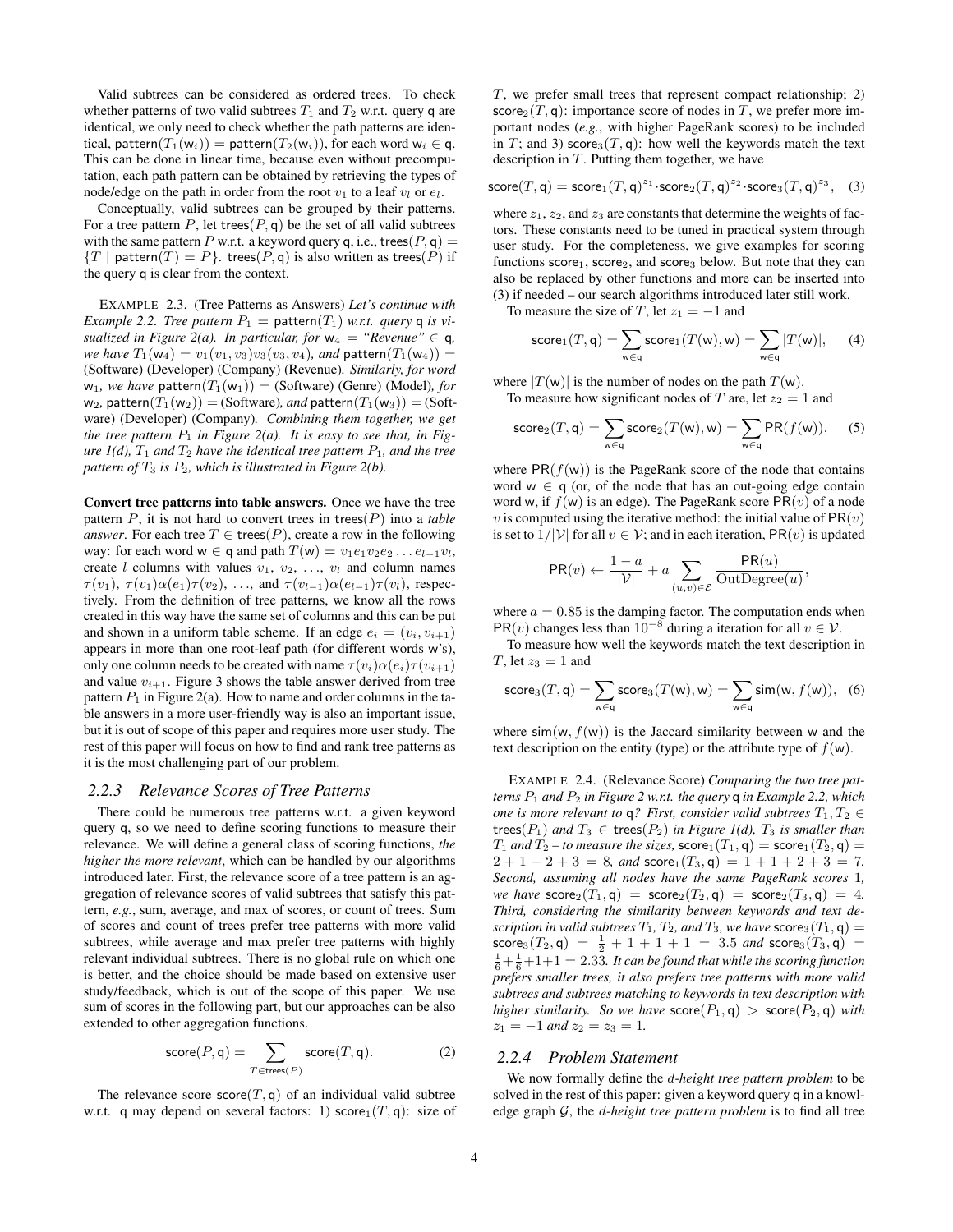Valid subtrees can be considered as ordered trees. To check whether patterns of two valid subtrees $T_1$ and $T_2$ w.r.t. query $\mathsf{q}$ are identical, we only need to check whether the path patterns are identical, $\mathsf{pattern}(T_1(\mathsf{w}_i)) = \mathsf{pattern}(T_2(\mathsf{w}_i))$, for each word $\mathsf{w}_i \in \mathsf{q}$. This can be done in linear time, because even without precomputation, each path pattern can be obtained by retrieving the types of node/edge on the path in order from the root $v_1$ to a leaf $v_l$ or $e_l$.

Conceptually, valid subtrees can be grouped by their patterns. For a tree pattern $P$, let $\mathsf{trees}(P, \mathsf{q})$ be the set of all valid subtrees with the same pattern $P$ w.r.t. a keyword query $\mathsf{q}$, i.e., $\mathsf{trees}(P, \mathsf{q}) = \{T \mid \mathsf{pattern}(T) = P\}$. $\mathsf{trees}(P, \mathsf{q})$ is also written as $\mathsf{trees}(P)$ if the query $\mathsf{q}$ is clear from the context.

EXAMPLE 2.3. (Tree Patterns as Answers) *Let's continue with Example 2.2. Tree pattern $P_1 = \mathsf{pattern}(T_1)$ w.r.t. query $\mathsf{q}$ is visualized in Figure 2(a). In particular, for $\mathsf{w}_4$ = "Revenue" $\in \mathsf{q}$, we have $T_1(\mathsf{w}_4) = v_1(v_1, v_3)v_3(v_3, v_4)$, and $\mathsf{pattern}(T_1(\mathsf{w}_4))$ = (Software) (Developer) (Company) (Revenue). Similarly, for word $\mathsf{w}_1$, we have $\mathsf{pattern}(T_1(\mathsf{w}_1))$ = (Software) (Genre) (Model), for $\mathsf{w}_2$, $\mathsf{pattern}(T_1(\mathsf{w}_2))$ = (Software), and $\mathsf{pattern}(T_1(\mathsf{w}_3))$ = (Software) (Developer) (Company). Combining them together, we get the tree pattern $P_1$ in Figure 2(a). It is easy to see that, in Figure 1(d), $T_1$ and $T_2$ have the identical tree pattern $P_1$, and the tree pattern of $T_3$ is $P_2$, which is illustrated in Figure 2(b).*

**Convert tree patterns into table answers.** Once we have the tree pattern $P$, it is not hard to convert trees in $\mathsf{trees}(P)$ into a *table answer*. For each tree $T \in \mathsf{trees}(P)$, create a row in the following way: for each word $\mathsf{w} \in \mathsf{q}$ and path $T(\mathsf{w}) = v_1 e_1 v_2 e_2 \ldots e_{l-1} v_l$, create $l$ columns with values $v_1, v_2, \ldots, v_l$ and column names $\tau(v_1)$, $\tau(v_1)\alpha(e_1)\tau(v_2)$, $\ldots$, and $\tau(v_{l-1})\alpha(e_{l-1})\tau(v_l)$, respectively. From the definition of tree patterns, we know all the rows created in this way have the same set of columns and this can be put and shown in a uniform table scheme. If an edge $e_i = (v_i, v_{i+1})$ appears in more than one root-leaf path (for different words w's), only one column needs to be created with name $\tau(v_i)\alpha(e_i)\tau(v_{i+1})$ and value $v_{i+1}$. Figure 3 shows the table answer derived from tree pattern $P_1$ in Figure 2(a). How to name and order columns in the table answers in a more user-friendly way is also an important issue, but it is out of scope of this paper and requires more user study. The rest of this paper will focus on how to find and rank tree patterns as it is the most challenging part of our problem.

### 2.2.3 Relevance Scores of Tree Patterns

There could be numerous tree patterns w.r.t. a given keyword query $\mathsf{q}$, so we need to define scoring functions to measure their relevance. We will define a general class of scoring functions, *the higher the more relevant*, which can be handled by our algorithms introduced later. First, the relevance score of a tree pattern is an aggregation of relevance scores of valid subtrees that satisfy this pattern, *e.g.*, sum, average, and max of scores, or count of trees. Sum of scores and count of trees prefer tree patterns with more valid subtrees, while average and max prefer tree patterns with highly relevant individual subtrees. There is no global rule on which one is better, and the choice should be made based on extensive user study/feedback, which is out of the scope of this paper. We use sum of scores in the following part, but our approaches can be also extended to other aggregation functions.

$$\mathsf{score}(P, \mathsf{q}) = \sum_{T \in \mathsf{trees}(P)} \mathsf{score}(T, \mathsf{q}). \tag{2}$$

The relevance score $\mathsf{score}(T, \mathsf{q})$ of an individual valid subtree w.r.t. $\mathsf{q}$ may depend on several factors: 1) $\mathsf{score}_1(T, \mathsf{q})$: size of $T$, we prefer small trees that represent compact relationship; 2) $\mathsf{score}_2(T, \mathsf{q})$: importance score of nodes in $T$, we prefer more important nodes (*e.g.*, with higher PageRank scores) to be included in $T$; and 3) $\mathsf{score}_3(T, \mathsf{q})$: how well the keywords match the text description in $T$. Putting them together, we have

$$\mathsf{score}(T, \mathsf{q}) = \mathsf{score}_1(T, \mathsf{q})^{z_1} \cdot \mathsf{score}_2(T, \mathsf{q})^{z_2} \cdot \mathsf{score}_3(T, \mathsf{q})^{z_3}, \tag{3}$$

where $z_1$, $z_2$, and $z_3$ are constants that determine the weights of factors. These constants need to be tuned in practical system through user study. For the completeness, we give examples for scoring functions $\mathsf{score}_1$, $\mathsf{score}_2$, and $\mathsf{score}_3$ below. But note that they can also be replaced by other functions and more can be inserted into (3) if needed – our search algorithms introduced later still work.

To measure the size of $T$, let $z_1 = -1$ and

$$\mathsf{score}_1(T, \mathsf{q}) = \sum_{\mathsf{w} \in \mathsf{q}} \mathsf{score}_1(T(\mathsf{w}), \mathsf{w}) = \sum_{\mathsf{w} \in \mathsf{q}} |T(\mathsf{w})|, \tag{4}$$

where $|T(\mathsf{w})|$ is the number of nodes on the path $T(\mathsf{w})$.

To measure how significant nodes of $T$ are, let $z_2 = 1$ and

$$\mathsf{score}_2(T, \mathsf{q}) = \sum_{\mathsf{w} \in \mathsf{q}} \mathsf{score}_2(T(\mathsf{w}), \mathsf{w}) = \sum_{\mathsf{w} \in \mathsf{q}} \mathsf{PR}(f(\mathsf{w})), \tag{5}$$

where $\mathsf{PR}(f(\mathsf{w}))$ is the PageRank score of the node that contains word $\mathsf{w} \in \mathsf{q}$ (or, of the node that has an out-going edge contain word $\mathsf{w}$, if $f(\mathsf{w})$ is an edge). The PageRank score $\mathsf{PR}(v)$ of a node $v$ is computed using the iterative method: the initial value of $\mathsf{PR}(v)$ is set to $1/|\mathcal{V}|$ for all $v \in \mathcal{V}$; and in each iteration, $\mathsf{PR}(v)$ is updated

$$\mathsf{PR}(v) \leftarrow \frac{1-a}{|\mathcal{V}|} + a \sum_{(u,v) \in \mathcal{E}} \frac{\mathsf{PR}(u)}{\mathrm{OutDegree}(u)},$$

where $a = 0.85$ is the damping factor. The computation ends when $\mathsf{PR}(v)$ changes less than $10^{-8}$ during a iteration for all $v \in \mathcal{V}$.

To measure how well the keywords match the text description in $T$, let $z_3 = 1$ and

$$\mathsf{score}_3(T, \mathsf{q}) = \sum_{\mathsf{w} \in \mathsf{q}} \mathsf{score}_3(T(\mathsf{w}), \mathsf{w}) = \sum_{\mathsf{w} \in \mathsf{q}} \mathsf{sim}(\mathsf{w}, f(\mathsf{w})), \tag{6}$$

where $\mathsf{sim}(\mathsf{w}, f(\mathsf{w}))$ is the Jaccard similarity between $\mathsf{w}$ and the text description on the entity (type) or the attribute type of $f(\mathsf{w})$.

EXAMPLE 2.4. (Relevance Score) *Comparing the two tree patterns $P_1$ and $P_2$ in Figure 2 w.r.t. the query $\mathsf{q}$ in Example 2.2, which one is more relevant to $\mathsf{q}$? First, consider valid subtrees $T_1, T_2 \in \mathsf{trees}(P_1)$ and $T_3 \in \mathsf{trees}(P_2)$ in Figure 1(d), $T_3$ is smaller than $T_1$ and $T_2$ – to measure the sizes, $\mathsf{score}_1(T_1, \mathsf{q}) = \mathsf{score}_1(T_2, \mathsf{q}) = 2 + 1 + 2 + 3 = 8$, and $\mathsf{score}_1(T_3, \mathsf{q}) = 1 + 1 + 2 + 3 = 7$. Second, assuming all nodes have the same PageRank scores 1, we have $\mathsf{score}_2(T_1, \mathsf{q}) = \mathsf{score}_2(T_2, \mathsf{q}) = \mathsf{score}_2(T_3, \mathsf{q}) = 4$. Third, considering the similarity between keywords and text description in valid subtrees $T_1$, $T_2$, and $T_3$, we have $\mathsf{score}_3(T_1, \mathsf{q}) = \mathsf{score}_3(T_2, \mathsf{q}) = \frac{1}{2} + 1 + 1 + 1 = 3.5$ and $\mathsf{score}_3(T_3, \mathsf{q}) = \frac{1}{6} + \frac{1}{6} + 1 + 1 = 2.33$. It can be found that while the scoring function prefers smaller trees, it also prefers tree patterns with more valid subtrees and subtrees matching to keywords in text description with higher similarity. So we have $\mathsf{score}(P_1, \mathsf{q}) > \mathsf{score}(P_2, \mathsf{q})$ with $z_1 = -1$ and $z_2 = z_3 = 1$.*

### 2.2.4 Problem Statement

We now formally define the *$d$-height tree pattern problem* to be solved in the rest of this paper: given a keyword query $\mathsf{q}$ in a knowledge graph $\mathcal{G}$, the *$d$-height tree pattern problem* is to find all tree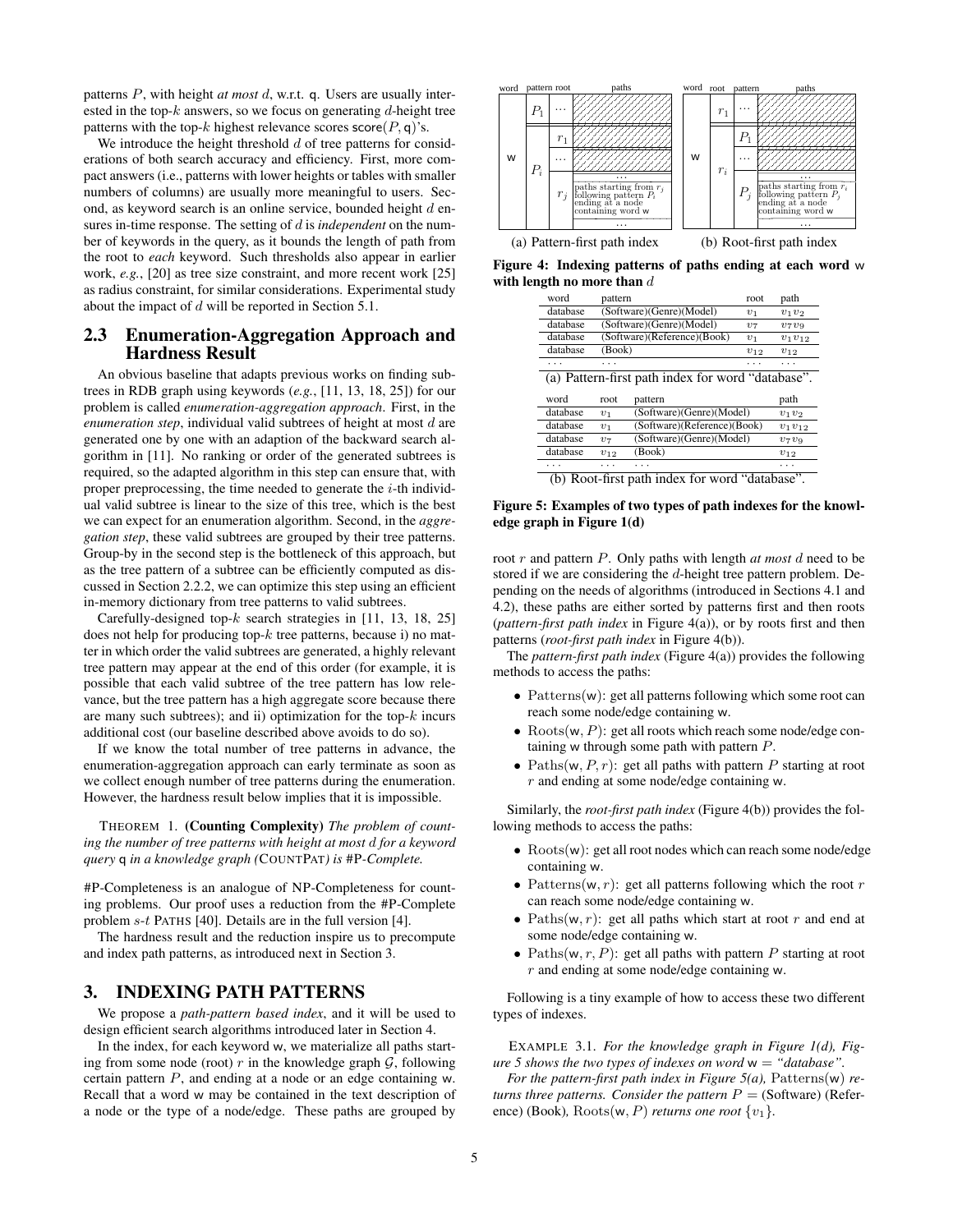patterns $P$, with height *at most* $d$, w.r.t. q. Users are usually interested in the top-$k$ answers, so we focus on generating $d$-height tree patterns with the top-$k$ highest relevance scores score$(P, \mathsf{q})$'s.

We introduce the height threshold $d$ of tree patterns for considerations of both search accuracy and efficiency. First, more compact answers (i.e., patterns with lower heights or tables with smaller numbers of columns) are usually more meaningful to users. Second, as keyword search is an online service, bounded height $d$ ensures in-time response. The setting of $d$ is *independent* on the number of keywords in the query, as it bounds the length of path from the root to *each* keyword. Such thresholds also appear in earlier work, *e.g.*, [20] as tree size constraint, and more recent work [25] as radius constraint, for similar considerations. Experimental study about the impact of $d$ will be reported in Section 5.1.

## 2.3 Enumeration-Aggregation Approach and Hardness Result

An obvious baseline that adapts previous works on finding subtrees in RDB graph using keywords (*e.g.*, [11, 13, 18, 25]) for our problem is called *enumeration-aggregation approach*. First, in the *enumeration step*, individual valid subtrees of height at most $d$ are generated one by one with an adaption of the backward search algorithm in [11]. No ranking or order of the generated subtrees is required, so the adapted algorithm in this step can ensure that, with proper preprocessing, the time needed to generate the $i$-th individual valid subtree is linear to the size of this tree, which is the best we can expect for an enumeration algorithm. Second, in the *aggregation step*, these valid subtrees are grouped by their tree patterns. Group-by in the second step is the bottleneck of this approach, but as the tree pattern of a subtree can be efficiently computed as discussed in Section 2.2.2, we can optimize this step using an efficient in-memory dictionary from tree patterns to valid subtrees.

Carefully-designed top-$k$ search strategies in [11, 13, 18, 25] does not help for producing top-$k$ tree patterns, because i) no matter in which order the valid subtrees are generated, a highly relevant tree pattern may appear at the end of this order (for example, it is possible that each valid subtree of the tree pattern has low relevance, but the tree pattern has a high aggregate score because there are many such subtrees); and ii) optimization for the top-$k$ incurs additional cost (our baseline described above avoids to do so).

If we know the total number of tree patterns in advance, the enumeration-aggregation approach can early terminate as soon as we collect enough number of tree patterns during the enumeration. However, the hardness result below implies that it is impossible.

THEOREM 1. **(Counting Complexity)** *The problem of counting the number of tree patterns with height at most $d$ for a keyword query* q *in a knowledge graph (*COUNTPAT*) is* #P*-Complete.*

#P-Completeness is an analogue of NP-Completeness for counting problems. Our proof uses a reduction from the #P-Complete problem $s$-$t$ PATHS [40]. Details are in the full version [4].

The hardness result and the reduction inspire us to precompute and index path patterns, as introduced next in Section 3.

# 3. INDEXING PATH PATTERNS

We propose a *path-pattern based index*, and it will be used to design efficient search algorithms introduced later in Section 4.

In the index, for each keyword w, we materialize all paths starting from some node (root) $r$ in the knowledge graph $\mathcal{G}$, following certain pattern $P$, and ending at a node or an edge containing w. Recall that a word w may be contained in the text description of a node or the type of a node/edge. These paths are grouped by root $r$ and pattern $P$. Only paths with length *at most* $d$ need to be stored if we are considering the $d$-height tree pattern problem. Depending on the needs of algorithms (introduced in Sections 4.1 and 4.2), these paths are either sorted by patterns first and then roots (*pattern-first path index* in Figure 4(a)), or by roots first and then patterns (*root-first path index* in Figure 4(b)).

(a) Pattern-first path index (b) Root-first path index

**Figure 4: Indexing patterns of paths ending at each word w with length no more than $d$**

| word | pattern | root | path |
|---|---|---|---|
| database | (Software)(Genre)(Model) | $v_1$ | $v_1 v_2$ |
| database | (Software)(Genre)(Model) | $v_7$ | $v_7 v_9$ |
| database | (Software)(Reference)(Book) | $v_1$ | $v_1 v_{12}$ |
| database | (Book) | $v_{12}$ | $v_{12}$ |
| ... | ... | ... | ... |

(a) Pattern-first path index for word "database".

| word | root | pattern | path |
|---|---|---|---|
| database | $v_1$ | (Software)(Genre)(Model) | $v_1 v_2$ |
| database | $v_1$ | (Software)(Reference)(Book) | $v_1 v_{12}$ |
| database | $v_7$ | (Software)(Genre)(Model) | $v_7 v_9$ |
| database | $v_{12}$ | (Book) | $v_{12}$ |
| ... | ... | ... | ... |

(b) Root-first path index for word "database".

**Figure 5: Examples of two types of path indexes for the knowledge graph in Figure 1(d)**

The *pattern-first path index* (Figure 4(a)) provides the following methods to access the paths:

- $\text{Patterns}(\mathsf{w})$: get all patterns following which some root can reach some node/edge containing w.
- $\text{Roots}(\mathsf{w}, P)$: get all roots which reach some node/edge containing w through some path with pattern $P$.
- $\text{Paths}(\mathsf{w}, P, r)$: get all paths with pattern $P$ starting at root $r$ and ending at some node/edge containing w.

Similarly, the *root-first path index* (Figure 4(b)) provides the following methods to access the paths:

- $\text{Roots}(\mathsf{w})$: get all root nodes which can reach some node/edge containing w.
- $\text{Patterns}(\mathsf{w}, r)$: get all patterns following which the root $r$ can reach some node/edge containing w.
- $\text{Paths}(\mathsf{w}, r)$: get all paths which start at root $r$ and end at some node/edge containing w.
- $\text{Paths}(\mathsf{w}, r, P)$: get all paths with pattern $P$ starting at root $r$ and ending at some node/edge containing w.

Following is a tiny example of how to access these two different types of indexes.

EXAMPLE 3.1. *For the knowledge graph in Figure 1(d), Figure 5 shows the two types of indexes on word* w = *"database".*

*For the pattern-first path index in Figure 5(a),* $\text{Patterns}(\mathsf{w})$ *returns three patterns. Consider the pattern* $P$ = (Software) (Reference) (Book)*,* $\text{Roots}(\mathsf{w}, P)$ *returns one root* $\{v_1\}$.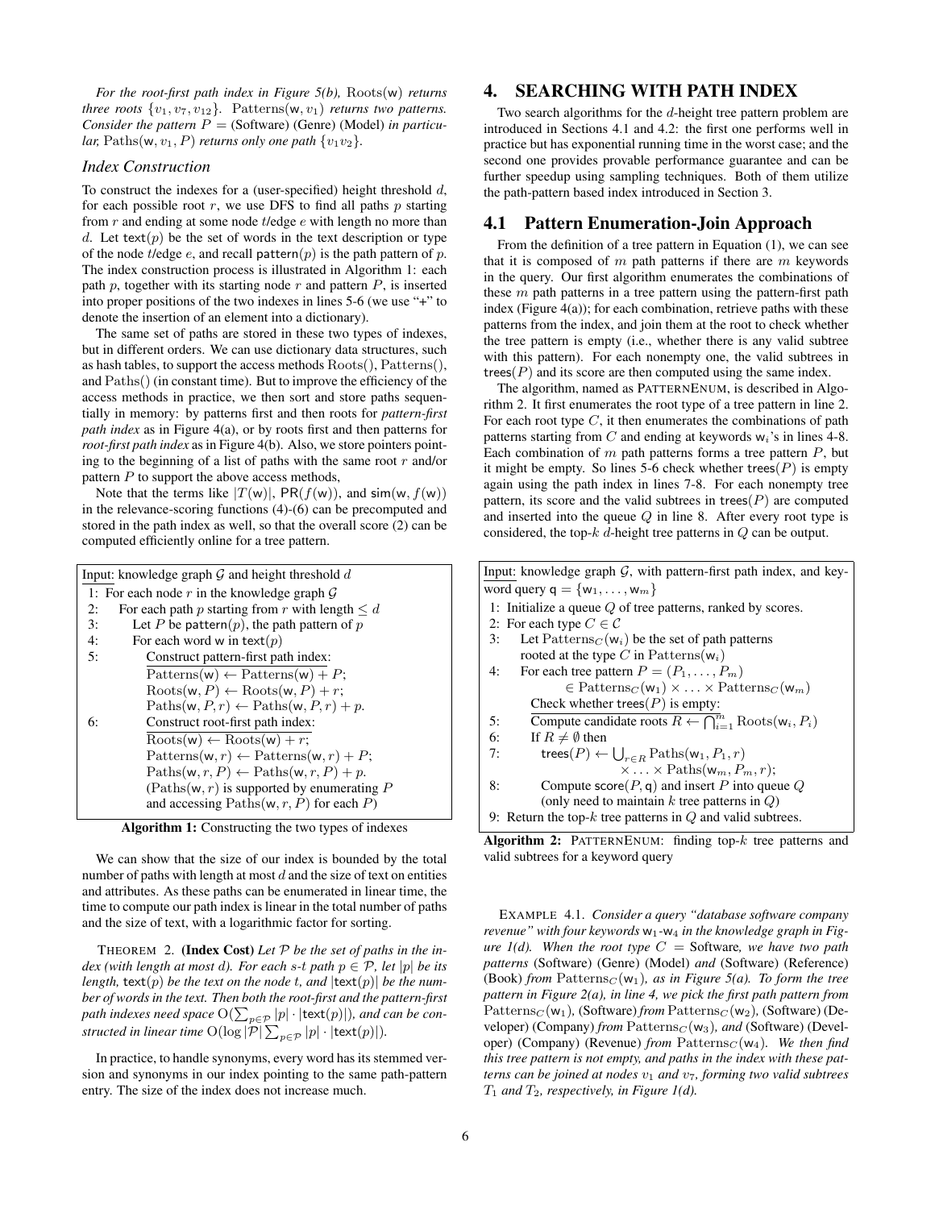*For the root-first path index in Figure 5(b),* $\mathrm{Roots}(\mathsf{w})$ *returns three roots* $\{v_1, v_7, v_{12}\}$*.* $\mathrm{Patterns}(\mathsf{w}, v_1)$ *returns two patterns. Consider the pattern* $P =$ (Software) (Genre) (Model) *in particular,* $\mathrm{Paths}(\mathsf{w}, v_1, P)$ *returns only one path* $\{v_1 v_2\}$*.*

### *Index Construction*

To construct the indexes for a (user-specified) height threshold $d$, for each possible root $r$, we use DFS to find all paths $p$ starting from $r$ and ending at some node $t$/edge $e$ with length no more than $d$. Let $\mathsf{text}(p)$ be the set of words in the text description or type of the node $t$/edge $e$, and recall $\mathsf{pattern}(p)$ is the path pattern of $p$. The index construction process is illustrated in Algorithm 1: each path $p$, together with its starting node $r$ and pattern $P$, is inserted into proper positions of the two indexes in lines 5-6 (we use "+" to denote the insertion of an element into a dictionary).

The same set of paths are stored in these two types of indexes, but in different orders. We can use dictionary data structures, such as hash tables, to support the access methods $\mathrm{Roots}()$, $\mathrm{Patterns}()$, and $\mathrm{Paths}()$ (in constant time). But to improve the efficiency of the access methods in practice, we then sort and store paths sequentially in memory: by patterns first and then roots for *pattern-first path index* as in Figure 4(a), or by roots first and then patterns for *root-first path index* as in Figure 4(b). Also, we store pointers pointing to the beginning of a list of paths with the same root $r$ and/or pattern $P$ to support the above access methods,

Note that the terms like $|T(\mathsf{w})|$, $\mathsf{PR}(f(\mathsf{w}))$, and $\mathsf{sim}(\mathsf{w}, f(\mathsf{w}))$ in the relevance-scoring functions (4)-(6) can be precomputed and stored in the path index as well, so that the overall score (2) can be computed efficiently online for a tree pattern.

```
Input: knowledge graph G and height threshold d
1: For each node r in the knowledge graph G
2:    For each path p starting from r with length ≤ d
3:       Let P be pattern(p), the path pattern of p
4:       For each word w in text(p)
5:          Construct pattern-first path index:
            Patterns(w) ← Patterns(w) + P;
            Roots(w, P) ← Roots(w, P) + r;
            Paths(w, P, r) ← Paths(w, P, r) + p.
6:          Construct root-first path index:
            Roots(w) ← Roots(w) + r;
            Patterns(w, r) ← Patterns(w, r) + P;
            Paths(w, r, P) ← Paths(w, r, P) + p.
            (Paths(w, r) is supported by enumerating P
            and accessing Paths(w, r, P) for each P)
```

**Algorithm 1:** Constructing the two types of indexes

We can show that the size of our index is bounded by the total number of paths with length at most $d$ and the size of text on entities and attributes. As these paths can be enumerated in linear time, the time to compute our path index is linear in the total number of paths and the size of text, with a logarithmic factor for sorting.

THEOREM 2. **(Index Cost)** *Let* $\mathcal{P}$ *be the set of paths in the index (with length at most* $d$*). For each s-t path* $p \in \mathcal{P}$*, let* $|p|$ *be its length,* $\mathsf{text}(p)$ *be the text on the node* $t$*, and* $|\mathsf{text}(p)|$ *be the number of words in the text. Then both the root-first and the pattern-first path indexes need space* $\mathrm{O}(\sum_{p\in\mathcal{P}} |p| \cdot |\mathsf{text}(p)|)$*, and can be constructed in linear time* $\mathrm{O}(\log |\mathcal{P}| \sum_{p\in\mathcal{P}} |p| \cdot |\mathsf{text}(p)|)$*.*

In practice, to handle synonyms, every word has its stemmed version and synonyms in our index pointing to the same path-pattern entry. The size of the index does not increase much.

# 4. SEARCHING WITH PATH INDEX

Two search algorithms for the $d$-height tree pattern problem are introduced in Sections 4.1 and 4.2: the first one performs well in practice but has exponential running time in the worst case; and the second one provides provable performance guarantee and can be further speedup using sampling techniques. Both of them utilize the path-pattern based index introduced in Section 3.

## 4.1 Pattern Enumeration-Join Approach

From the definition of a tree pattern in Equation (1), we can see that it is composed of $m$ path patterns if there are $m$ keywords in the query. Our first algorithm enumerates the combinations of these $m$ path patterns in a tree pattern using the pattern-first path index (Figure 4(a)); for each combination, retrieve paths with these patterns from the index, and join them at the root to check whether the tree pattern is empty (i.e., whether there is any valid subtree with this pattern). For each nonempty one, the valid subtrees in $\mathsf{trees}(P)$ and its score are then computed using the same index.

The algorithm, named as PATTERNENUM, is described in Algorithm 2. It first enumerates the root type of a tree pattern in line 2. For each root type $C$, it then enumerates the combinations of path patterns starting from $C$ and ending at keywords $\mathsf{w}_i$'s in lines 4-8. Each combination of $m$ path patterns forms a tree pattern $P$, but it might be empty. So lines 5-6 check whether $\mathsf{trees}(P)$ is empty again using the path index in lines 7-8. For each nonempty tree pattern, its score and the valid subtrees in $\mathsf{trees}(P)$ are computed and inserted into the queue $Q$ in line 8. After every root type is considered, the top-$k$ $d$-height tree patterns in $Q$ can be output.

```
Input: knowledge graph G, with pattern-first path index, and keyword query q = {w_1, ..., w_m}
1: Initialize a queue Q of tree patterns, ranked by scores.
2: For each type C ∈ C
3:    Let Patterns_C(w_i) be the set of path patterns
      rooted at the type C in Patterns(w_i)
4:    For each tree pattern P = (P_1, ..., P_m)
                ∈ Patterns_C(w_1) × ... × Patterns_C(w_m)
         Check whether trees(P) is empty:
5:       Compute candidate roots R ← ∩_{i=1}^{m} Roots(w_i, P_i)
6:       If R ≠ ∅ then
7:          trees(P) ← ∪_{r∈R} Paths(w_1, P_1, r)
                        × ... × Paths(w_m, P_m, r);
8:          Compute score(P, q) and insert P into queue Q
            (only need to maintain k tree patterns in Q)
9: Return the top-k tree patterns in Q and valid subtrees.
```

**Algorithm 2:** PATTERNENUM: finding top-$k$ tree patterns and valid subtrees for a keyword query

EXAMPLE 4.1. *Consider a query "database software company revenue" with four keywords* $\mathsf{w}_1$*-*$\mathsf{w}_4$ *in the knowledge graph in Figure 1(d). When the root type* $C =$ Software*, we have two path patterns* (Software) (Genre) (Model) *and* (Software) (Reference) (Book) *from* $\mathrm{Patterns}_C(\mathsf{w}_1)$*, as in Figure 5(a). To form the tree pattern in Figure 2(a), in line 4, we pick the first path pattern from* $\mathrm{Patterns}_C(\mathsf{w}_1)$*,* (Software) *from* $\mathrm{Patterns}_C(\mathsf{w}_2)$*,* (Software) (Developer) (Company) *from* $\mathrm{Patterns}_C(\mathsf{w}_3)$*, and* (Software) (Developer) (Company) (Revenue) *from* $\mathrm{Patterns}_C(\mathsf{w}_4)$*. We then find this tree pattern is not empty, and paths in the index with these patterns can be joined at nodes* $v_1$ *and* $v_7$*, forming two valid subtrees* $T_1$ *and* $T_2$*, respectively, in Figure 1(d).*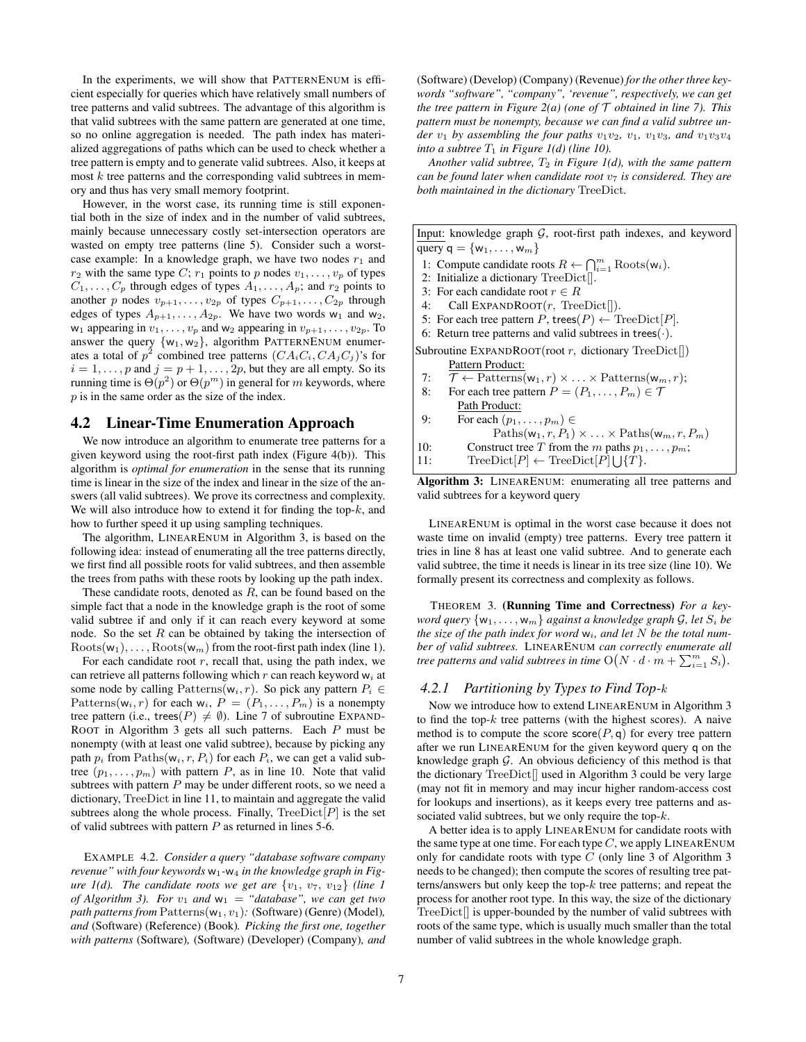In the experiments, we will show that PATTERNENUM is efficient especially for queries which have relatively small numbers of tree patterns and valid subtrees. The advantage of this algorithm is that valid subtrees with the same pattern are generated at one time, so no online aggregation is needed. The path index has materialized aggregations of paths which can be used to check whether a tree pattern is empty and to generate valid subtrees. Also, it keeps at most $k$ tree patterns and the corresponding valid subtrees in memory and thus has very small memory footprint.

However, in the worst case, its running time is still exponential both in the size of index and in the number of valid subtrees, mainly because unnecessary costly set-intersection operators are wasted on empty tree patterns (line 5). Consider such a worst-case example: In a knowledge graph, we have two nodes $r_1$ and $r_2$ with the same type $C$; $r_1$ points to $p$ nodes $v_1, \ldots, v_p$ of types $C_1, \ldots, C_p$ through edges of types $A_1, \ldots, A_p$; and $r_2$ points to another $p$ nodes $v_{p+1}, \ldots, v_{2p}$ of types $C_{p+1}, \ldots, C_{2p}$ through edges of types $A_{p+1}, \ldots, A_{2p}$. We have two words $\mathsf{w}_1$ and $\mathsf{w}_2$, $\mathsf{w}_1$ appearing in $v_1, \ldots, v_p$ and $\mathsf{w}_2$ appearing in $v_{p+1}, \ldots, v_{2p}$. To answer the query $\{\mathsf{w}_1, \mathsf{w}_2\}$, algorithm PATTERNENUM enumerates a total of $p^2$ combined tree patterns $(CA_iC_i, CA_jC_j)$'s for $i = 1, \ldots, p$ and $j = p+1, \ldots, 2p$, but they are all empty. So its running time is $\Theta(p^2)$ or $\Theta(p^m)$ in general for $m$ keywords, where $p$ is in the same order as the size of the index.

## 4.2 Linear-Time Enumeration Approach

We now introduce an algorithm to enumerate tree patterns for a given keyword using the root-first path index (Figure 4(b)). This algorithm is *optimal for enumeration* in the sense that its running time is linear in the size of the index and linear in the size of the answers (all valid subtrees). We prove its correctness and complexity. We will also introduce how to extend it for finding the top-$k$, and how to further speed it up using sampling techniques.

The algorithm, LINEARENUM in Algorithm 3, is based on the following idea: instead of enumerating all the tree patterns directly, we first find all possible roots for valid subtrees, and then assemble the trees from paths with these roots by looking up the path index.

These candidate roots, denoted as $R$, can be found based on the simple fact that a node in the knowledge graph is the root of some valid subtree if and only if it can reach every keyword at some node. So the set $R$ can be obtained by taking the intersection of $\mathrm{Roots}(\mathsf{w}_1), \ldots, \mathrm{Roots}(\mathsf{w}_m)$ from the root-first path index (line 1).

For each candidate root $r$, recall that, using the path index, we can retrieve all patterns following which $r$ can reach keyword $\mathsf{w}_i$ at some node by calling $\mathrm{Patterns}(\mathsf{w}_i, r)$. So pick any pattern $P_i \in \mathrm{Patterns}(\mathsf{w}_i, r)$ for each $\mathsf{w}_i$, $P = (P_1, \ldots, P_m)$ is a nonempty tree pattern (i.e., $\mathsf{trees}(P) \neq \emptyset$). Line 7 of subroutine EXPANDROOT in Algorithm 3 gets all such patterns. Each $P$ must be nonempty (with at least one valid subtree), because by picking any path $p_i$ from $\mathrm{Paths}(\mathsf{w}_i, r, P_i)$ for each $P_i$, we can get a valid subtree $(p_1, \ldots, p_m)$ with pattern $P$, as in line 10. Note that valid subtrees with pattern $P$ may be under different roots, so we need a dictionary, $\mathrm{TreeDict}$ in line 11, to maintain and aggregate the valid subtrees along the whole process. Finally, $\mathrm{TreeDict}[P]$ is the set of valid subtrees with pattern $P$ as returned in lines 5-6.

EXAMPLE 4.2. *Consider a query "database software company revenue" with four keywords $\mathsf{w}_1$-$\mathsf{w}_4$ in the knowledge graph in Figure 1(d). The candidate roots we get are $\{v_1, v_7, v_{12}\}$ (line 1 of Algorithm 3). For $v_1$ and $\mathsf{w}_1$ = "database", we can get two path patterns from $\mathrm{Patterns}(\mathsf{w}_1, v_1)$:* (Software) (Genre) (Model)*, and* (Software) (Reference) (Book)*. Picking the first one, together with patterns* (Software)*,* (Software) (Developer) (Company)*, and* (Software) (Develop) (Company) (Revenue) *for the other three keywords "software", "company", 'revenue", respectively, we can get the tree pattern in Figure 2(a) (one of $\mathcal{T}$ obtained in line 7). This pattern must be nonempty, because we can find a valid subtree under $v_1$ by assembling the four paths $v_1v_2$, $v_1$, $v_1v_3$, and $v_1v_3v_4$ into a subtree $T_1$ in Figure 1(d) (line 10).*

*Another valid subtree, $T_2$ in Figure 1(d), with the same pattern can be found later when candidate root $v_7$ is considered. They are both maintained in the dictionary* $\mathrm{TreeDict}$.

```
Input: knowledge graph G, root-first path indexes, and keyword
query q = {w_1, ..., w_m}
 1: Compute candidate roots R ← ∩_{i=1}^{m} Roots(w_i).
 2: Initialize a dictionary TreeDict[].
 3: For each candidate root r ∈ R
 4:     Call EXPANDROOT(r, TreeDict[]).
 5: For each tree pattern P, trees(P) ← TreeDict[P].
 6: Return tree patterns and valid subtrees in trees(·).
Subroutine EXPANDROOT(root r, dictionary TreeDict[])
        Pattern Product:
 7:     T ← Patterns(w_1, r) × ... × Patterns(w_m, r);
 8:     For each tree pattern P = (P_1, ..., P_m) ∈ T
            Path Product:
 9:         For each (p_1, ..., p_m) ∈
                Paths(w_1, r, P_1) × ... × Paths(w_m, r, P_m)
10:             Construct tree T from the m paths p_1, ..., p_m;
11:             TreeDict[P] ← TreeDict[P] ∪ {T}.
```

**Algorithm 3:** LINEARENUM: enumerating all tree patterns and valid subtrees for a keyword query

LINEARENUM is optimal in the worst case because it does not waste time on invalid (empty) tree patterns. Every tree pattern it tries in line 8 has at least one valid subtree. And to generate each valid subtree, the time it needs is linear in its tree size (line 10). We formally present its correctness and complexity as follows.

THEOREM 3. **(Running Time and Correctness)** *For a keyword query $\{\mathsf{w}_1, \ldots, \mathsf{w}_m\}$ against a knowledge graph $\mathcal{G}$, let $S_i$ be the size of the path index for word $\mathsf{w}_i$, and let $N$ be the total number of valid subtrees.* LINEARENUM *can correctly enumerate all tree patterns and valid subtrees in time $\mathrm{O}\big(N \cdot d \cdot m + \sum_{i=1}^{m} S_i\big)$.*

### 4.2.1 Partitioning by Types to Find Top-$k$

Now we introduce how to extend LINEARENUM in Algorithm 3 to find the top-$k$ tree patterns (with the highest scores). A naive method is to compute the score $\mathsf{score}(P, \mathsf{q})$ for every tree pattern after we run LINEARENUM for the given keyword query $\mathsf{q}$ on the knowledge graph $\mathcal{G}$. An obvious deficiency of this method is that the dictionary $\mathrm{TreeDict}[]$ used in Algorithm 3 could be very large (may not fit in memory and may incur higher random-access cost for lookups and insertions), as it keeps every tree patterns and associated valid subtrees, but we only require the top-$k$.

A better idea is to apply LINEARENUM for candidate roots with the same type at one time. For each type $C$, we apply LINEARENUM only for candidate roots with type $C$ (only line 3 of Algorithm 3 needs to be changed); then compute the scores of resulting tree patterns/answers but only keep the top-$k$ tree patterns; and repeat the process for another root type. In this way, the size of the dictionary $\mathrm{TreeDict}[]$ is upper-bounded by the number of valid subtrees with roots of the same type, which is usually much smaller than the total number of valid subtrees in the whole knowledge graph.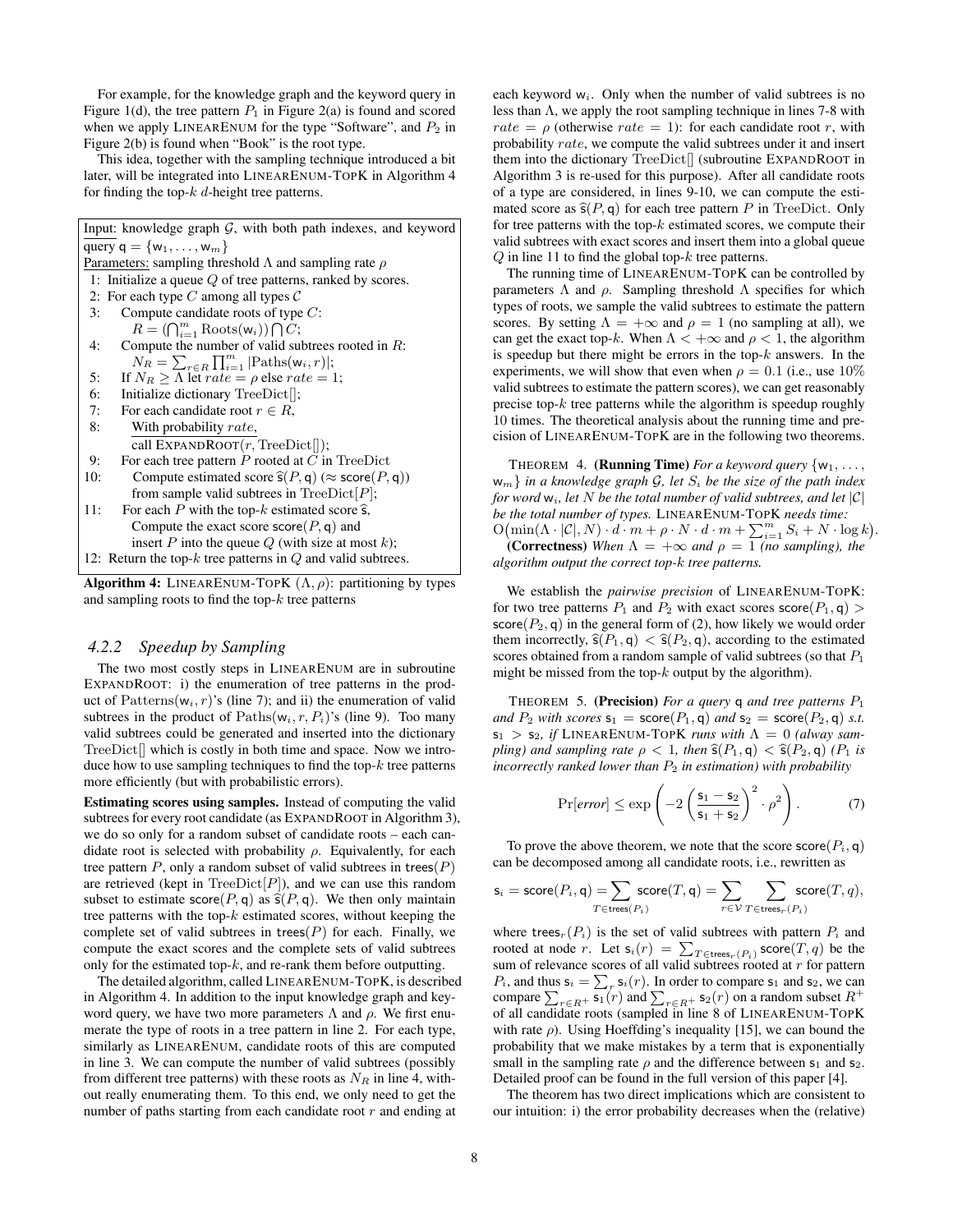For example, for the knowledge graph and the keyword query in Figure 1(d), the tree pattern $P_1$ in Figure 2(a) is found and scored when we apply LINEARENUM for the type "Software", and $P_2$ in Figure 2(b) is found when "Book" is the root type.

This idea, together with the sampling technique introduced a bit later, will be integrated into LINEARENUM-TOPK in Algorithm 4 for finding the top-$k$ $d$-height tree patterns.

```
Input: knowledge graph G, with both path indexes, and keyword
query q = {w_1, ..., w_m}
Parameters: sampling threshold Λ and sampling rate ρ
 1: Initialize a queue Q of tree patterns, ranked by scores.
 2: For each type C among all types 𝒞
 3:    Compute candidate roots of type C:
          R = (⋂_{i=1}^m Roots(w_i)) ⋂ C;
 4:    Compute the number of valid subtrees rooted in R:
          N_R = Σ_{r∈R} Π_{i=1}^m |Paths(w_i, r)|;
 5:    If N_R ≥ Λ let rate = ρ else rate = 1;
 6:    Initialize dictionary TreeDict[];
 7:    For each candidate root r ∈ R,
 8:       With probability rate,
          call EXPANDROOT(r, TreeDict[]);
 9:    For each tree pattern P rooted at C in TreeDict
10:       Compute estimated score ŝ(P, q) (≈ score(P, q))
          from sample valid subtrees in TreeDict[P];
11:    For each P with the top-k estimated score ŝ,
          Compute the exact score score(P, q) and
          insert P into the queue Q (with size at most k);
12: Return the top-k tree patterns in Q and valid subtrees.
```

**Algorithm 4:** LINEARENUM-TOPK $(\Lambda, \rho)$: partitioning by types and sampling roots to find the top-$k$ tree patterns

### 4.2.2 Speedup by Sampling

The two most costly steps in LINEARENUM are in subroutine EXPANDROOT: i) the enumeration of tree patterns in the product of $\mathrm{Patterns}(\mathsf{w}_i, r)$'s (line 7); and ii) the enumeration of valid subtrees in the product of $\mathrm{Paths}(\mathsf{w}_i, r, P_i)$'s (line 9). Too many valid subtrees could be generated and inserted into the dictionary $\mathrm{TreeDict}[]$ which is costly in both time and space. Now we introduce how to use sampling techniques to find the top-$k$ tree patterns more efficiently (but with probabilistic errors).

**Estimating scores using samples.** Instead of computing the valid subtrees for every root candidate (as EXPANDROOT in Algorithm 3), we do so only for a random subset of candidate roots – each candidate root is selected with probability $\rho$. Equivalently, for each tree pattern $P$, only a random subset of valid subtrees in $\mathsf{trees}(P)$ are retrieved (kept in $\mathrm{TreeDict}[P]$), and we can use this random subset to estimate $\mathsf{score}(P, \mathsf{q})$ as $\widehat{\mathsf{s}}(P, \mathsf{q})$. We then only maintain tree patterns with the top-$k$ estimated scores, without keeping the complete set of valid subtrees in $\mathsf{trees}(P)$ for each. Finally, we compute the exact scores and the complete sets of valid subtrees only for the estimated top-$k$, and re-rank them before outputting.

The detailed algorithm, called LINEARENUM-TOPK, is described in Algorithm 4. In addition to the input knowledge graph and keyword query, we have two more parameters $\Lambda$ and $\rho$. We first enumerate the type of roots in a tree pattern in line 2. For each type, similarly as LINEARENUM, candidate roots of this are computed in line 3. We can compute the number of valid subtrees (possibly from different tree patterns) with these roots as $N_R$ in line 4, without really enumerating them. To this end, we only need to get the number of paths starting from each candidate root $r$ and ending at each keyword $\mathsf{w}_i$. Only when the number of valid subtrees is no less than $\Lambda$, we apply the root sampling technique in lines 7-8 with $rate = \rho$ (otherwise $rate = 1$): for each candidate root $r$, with probability $rate$, we compute the valid subtrees under it and insert them into the dictionary $\mathrm{TreeDict}[]$ (subroutine EXPANDROOT in Algorithm 3 is re-used for this purpose). After all candidate roots of a type are considered, in lines 9-10, we can compute the estimated score as $\widehat{\mathsf{s}}(P, \mathsf{q})$ for each tree pattern $P$ in $\mathrm{TreeDict}$. Only for tree patterns with the top-$k$ estimated scores, we compute their valid subtrees with exact scores and insert them into a global queue $Q$ in line 11 to find the global top-$k$ tree patterns.

The running time of LINEARENUM-TOPK can be controlled by parameters $\Lambda$ and $\rho$. Sampling threshold $\Lambda$ specifies for which types of roots, we sample the valid subtrees to estimate the pattern scores. By setting $\Lambda = +\infty$ and $\rho = 1$ (no sampling at all), we can get the exact top-$k$. When $\Lambda < +\infty$ and $\rho < 1$, the algorithm is speedup but there might be errors in the top-$k$ answers. In the experiments, we will show that even when $\rho = 0.1$ (i.e., use 10% valid subtrees to estimate the pattern scores), we can get reasonably precise top-$k$ tree patterns while the algorithm is speedup roughly 10 times. The theoretical analysis about the running time and precision of LINEARENUM-TOPK are in the following two theorems.

THEOREM 4. **(Running Time)** *For a keyword query* $\{\mathsf{w}_1, \ldots, \mathsf{w}_m\}$ *in a knowledge graph* $\mathcal{G}$, *let* $S_i$ *be the size of the path index for word* $\mathsf{w}_i$, *let* $N$ *be the total number of valid subtrees, and let* $|\mathcal{C}|$ *be the total number of types.* LINEARENUM-TOPK *needs time:* $\mathrm{O}\big(\min(\Lambda \cdot |\mathcal{C}|, N) \cdot d \cdot m + \rho \cdot N \cdot d \cdot m + \sum_{i=1}^{m} S_i + N \cdot \log k\big)$.
**(Correctness)** *When* $\Lambda = +\infty$ *and* $\rho = 1$ *(no sampling), the algorithm output the correct top-*$k$ *tree patterns.*

We establish the *pairwise precision* of LINEARENUM-TOPK: for two tree patterns $P_1$ and $P_2$ with exact scores $\mathsf{score}(P_1, \mathsf{q}) > \mathsf{score}(P_2, \mathsf{q})$ in the general form of (2), how likely we would order them incorrectly, $\widehat{\mathsf{s}}(P_1, \mathsf{q}) < \widehat{\mathsf{s}}(P_2, \mathsf{q})$, according to the estimated scores obtained from a random sample of valid subtrees (so that $P_1$ might be missed from the top-$k$ output by the algorithm).

THEOREM 5. **(Precision)** *For a query* $\mathsf{q}$ *and tree patterns* $P_1$ *and* $P_2$ *with scores* $\mathsf{s}_1 = \mathsf{score}(P_1, \mathsf{q})$ *and* $\mathsf{s}_2 = \mathsf{score}(P_2, \mathsf{q})$ *s.t.* $\mathsf{s}_1 > \mathsf{s}_2$, *if* LINEARENUM-TOPK *runs with* $\Lambda = 0$ *(alway sampling) and sampling rate* $\rho < 1$, *then* $\widehat{\mathsf{s}}(P_1, \mathsf{q}) < \widehat{\mathsf{s}}(P_2, \mathsf{q})$ *(*$P_1$ *is incorrectly ranked lower than* $P_2$ *in estimation) with probability*

$$\Pr[\textit{error}] \le \exp\left(-2\left(\frac{\mathsf{s}_1 - \mathsf{s}_2}{\mathsf{s}_1 + \mathsf{s}_2}\right)^2 \cdot \rho^2\right). \tag{7}$$

To prove the above theorem, we note that the score $\mathsf{score}(P_i, \mathsf{q})$ can be decomposed among all candidate roots, i.e., rewritten as

$$\mathsf{s}_i = \mathsf{score}(P_i, \mathsf{q}) = \sum_{T \in \mathsf{trees}(P_i)} \mathsf{score}(T, \mathsf{q}) = \sum_{r \in \mathcal{V}} \sum_{T \in \mathsf{trees}_r(P_i)} \mathsf{score}(T, q),$$

where $\mathsf{trees}_r(P_i)$ is the set of valid subtrees with pattern $P_i$ and rooted at node $r$. Let $\mathsf{s}_i(r) = \sum_{T \in \mathsf{trees}_r(P_i)} \mathsf{score}(T, q)$ be the sum of relevance scores of all valid subtrees rooted at $r$ for pattern $P_i$, and thus $\mathsf{s}_i = \sum_r \mathsf{s}_i(r)$. In order to compare $\mathsf{s}_1$ and $\mathsf{s}_2$, we can compare $\sum_{r \in R^+} \mathsf{s}_1(r)$ and $\sum_{r \in R^+} \mathsf{s}_2(r)$ on a random subset $R^+$ of all candidate roots (sampled in line 8 of LINEARENUM-TOPK with rate $\rho$). Using Hoeffding's inequality [15], we can bound the probability that we make mistakes by a term that is exponentially small in the sampling rate $\rho$ and the difference between $\mathsf{s}_1$ and $\mathsf{s}_2$. Detailed proof can be found in the full version of this paper [4].

The theorem has two direct implications which are consistent to our intuition: i) the error probability decreases when the (relative)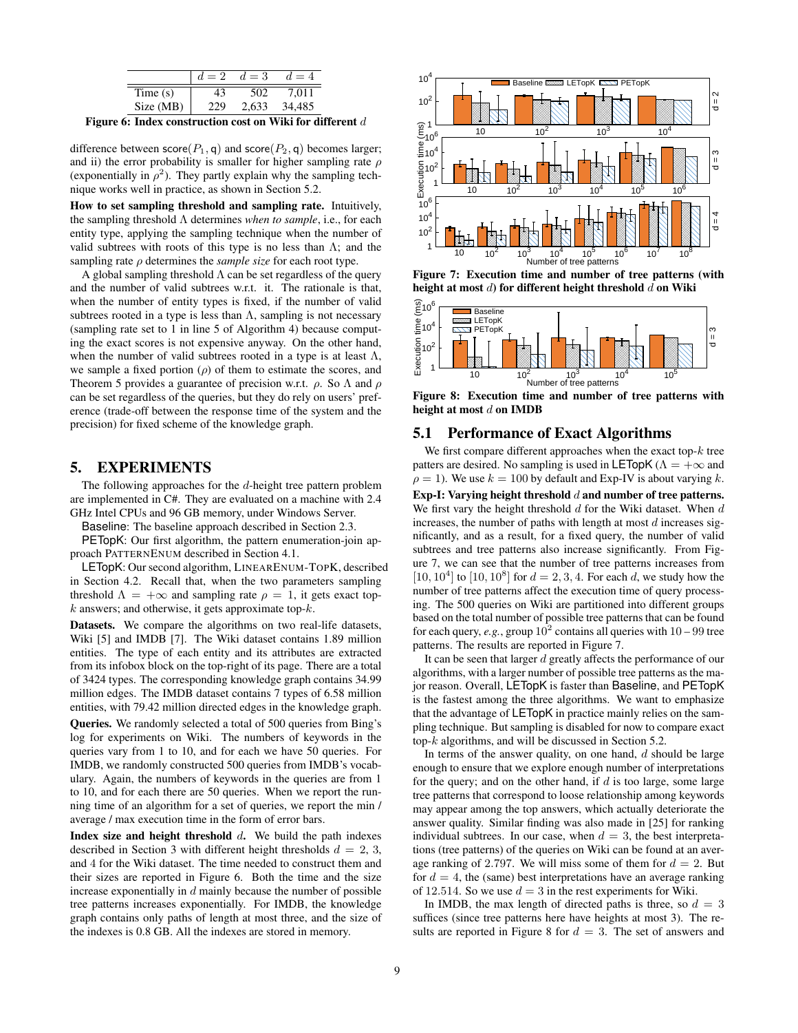|  | $d = 2$ | $d = 3$ | $d = 4$ |
|---|---|---|---|
| Time (s) | 43 | 502 | 7,011 |
| Size (MB) | 229 | 2,633 | 34,485 |

**Figure 6: Index construction cost on Wiki for different $d$**

difference between $\mathsf{score}(P_1, \mathsf{q})$ and $\mathsf{score}(P_2, \mathsf{q})$ becomes larger; and ii) the error probability is smaller for higher sampling rate $\rho$ (exponentially in $\rho^2$). They partly explain why the sampling technique works well in practice, as shown in Section 5.2.

**How to set sampling threshold and sampling rate.** Intuitively, the sampling threshold $\Lambda$ determines *when to sample*, i.e., for each entity type, applying the sampling technique when the number of valid subtrees with roots of this type is no less than $\Lambda$; and the sampling rate $\rho$ determines the *sample size* for each root type.

A global sampling threshold $\Lambda$ can be set regardless of the query and the number of valid subtrees w.r.t. it. The rationale is that, when the number of entity types is fixed, if the number of valid subtrees rooted in a type is less than $\Lambda$, sampling is not necessary (sampling rate set to 1 in line 5 of Algorithm 4) because computing the exact scores is not expensive anyway. On the other hand, when the number of valid subtrees rooted in a type is at least $\Lambda$, we sample a fixed portion ($\rho$) of them to estimate the scores, and Theorem 5 provides a guarantee of precision w.r.t. $\rho$. So $\Lambda$ and $\rho$ can be set regardless of the queries, but they do rely on users' preference (trade-off between the response time of the system and the precision) for fixed scheme of the knowledge graph.

# 5. EXPERIMENTS

The following approaches for the $d$-height tree pattern problem are implemented in C#. They are evaluated on a machine with 2.4 GHz Intel CPUs and 96 GB memory, under Windows Server.

Baseline: The baseline approach described in Section 2.3.

PETopK: Our first algorithm, the pattern enumeration-join approach PATTERNENUM described in Section 4.1.

LETopK: Our second algorithm, LINEARENUM-TOPK, described in Section 4.2. Recall that, when the two parameters sampling threshold $\Lambda = +\infty$ and sampling rate $\rho = 1$, it gets exact top-$k$ answers; and otherwise, it gets approximate top-$k$.

**Datasets.** We compare the algorithms on two real-life datasets, Wiki [5] and IMDB [7]. The Wiki dataset contains 1.89 million entities. The type of each entity and its attributes are extracted from its infobox block on the top-right of its page. There are a total of 3424 types. The corresponding knowledge graph contains 34.99 million edges. The IMDB dataset contains 7 types of 6.58 million entities, with 79.42 million directed edges in the knowledge graph.

**Queries.** We randomly selected a total of 500 queries from Bing's log for experiments on Wiki. The numbers of keywords in the queries vary from 1 to 10, and for each we have 50 queries. For IMDB, we randomly constructed 500 queries from IMDB's vocabulary. Again, the numbers of keywords in the queries are from 1 to 10, and for each there are 50 queries. When we report the running time of an algorithm for a set of queries, we report the min / average / max execution time in the form of error bars.

**Index size and height threshold $d$.** We build the path indexes described in Section 3 with different height thresholds $d$ = 2, 3, and 4 for the Wiki dataset. The time needed to construct them and their sizes are reported in Figure 6. Both the time and the size increase exponentially in $d$ mainly because the number of possible tree patterns increases exponentially. For IMDB, the knowledge graph contains only paths of length at most three, and the size of the indexes is 0.8 GB. All the indexes are stored in memory.

**Figure 7: Execution time and number of tree patterns (with height at most $d$) for different height threshold $d$ on Wiki**

**Figure 8: Execution time and number of tree patterns with height at most $d$ on IMDB**

## 5.1 Performance of Exact Algorithms

We first compare different approaches when the exact top-$k$ tree patters are desired. No sampling is used in LETopK ($\Lambda = +\infty$ and $\rho = 1$). We use $k = 100$ by default and Exp-IV is about varying $k$.

**Exp-I: Varying height threshold $d$ and number of tree patterns.** We first vary the height threshold $d$ for the Wiki dataset. When $d$ increases, the number of paths with length at most $d$ increases significantly, and as a result, for a fixed query, the number of valid subtrees and tree patterns also increase significantly. From Figure 7, we can see that the number of tree patterns increases from $[10, 10^4]$ to $[10, 10^8]$ for $d = 2, 3, 4$. For each $d$, we study how the number of tree patterns affect the execution time of query processing. The 500 queries on Wiki are partitioned into different groups based on the total number of possible tree patterns that can be found for each query, *e.g.*, group $10^2$ contains all queries with $10 - 99$ tree patterns. The results are reported in Figure 7.

It can be seen that larger $d$ greatly affects the performance of our algorithms, with a larger number of possible tree patterns as the major reason. Overall, LETopK is faster than Baseline, and PETopK is the fastest among the three algorithms. We want to emphasize that the advantage of LETopK in practice mainly relies on the sampling technique. But sampling is disabled for now to compare exact top-$k$ algorithms, and will be discussed in Section 5.2.

In terms of the answer quality, on one hand, $d$ should be large enough to ensure that we explore enough number of interpretations for the query; and on the other hand, if $d$ is too large, some large tree patterns that correspond to loose relationship among keywords may appear among the top answers, which actually deteriorate the answer quality. Similar finding was also made in [25] for ranking individual subtrees. In our case, when $d = 3$, the best interpretations (tree patterns) of the queries on Wiki can be found at an average ranking of 2.797. We will miss some of them for $d = 2$. But for $d = 4$, the (same) best interpretations have an average ranking of 12.514. So we use $d = 3$ in the rest experiments for Wiki.

In IMDB, the max length of directed paths is three, so $d = 3$ suffices (since tree patterns here have heights at most 3). The results are reported in Figure 8 for $d = 3$. The set of answers and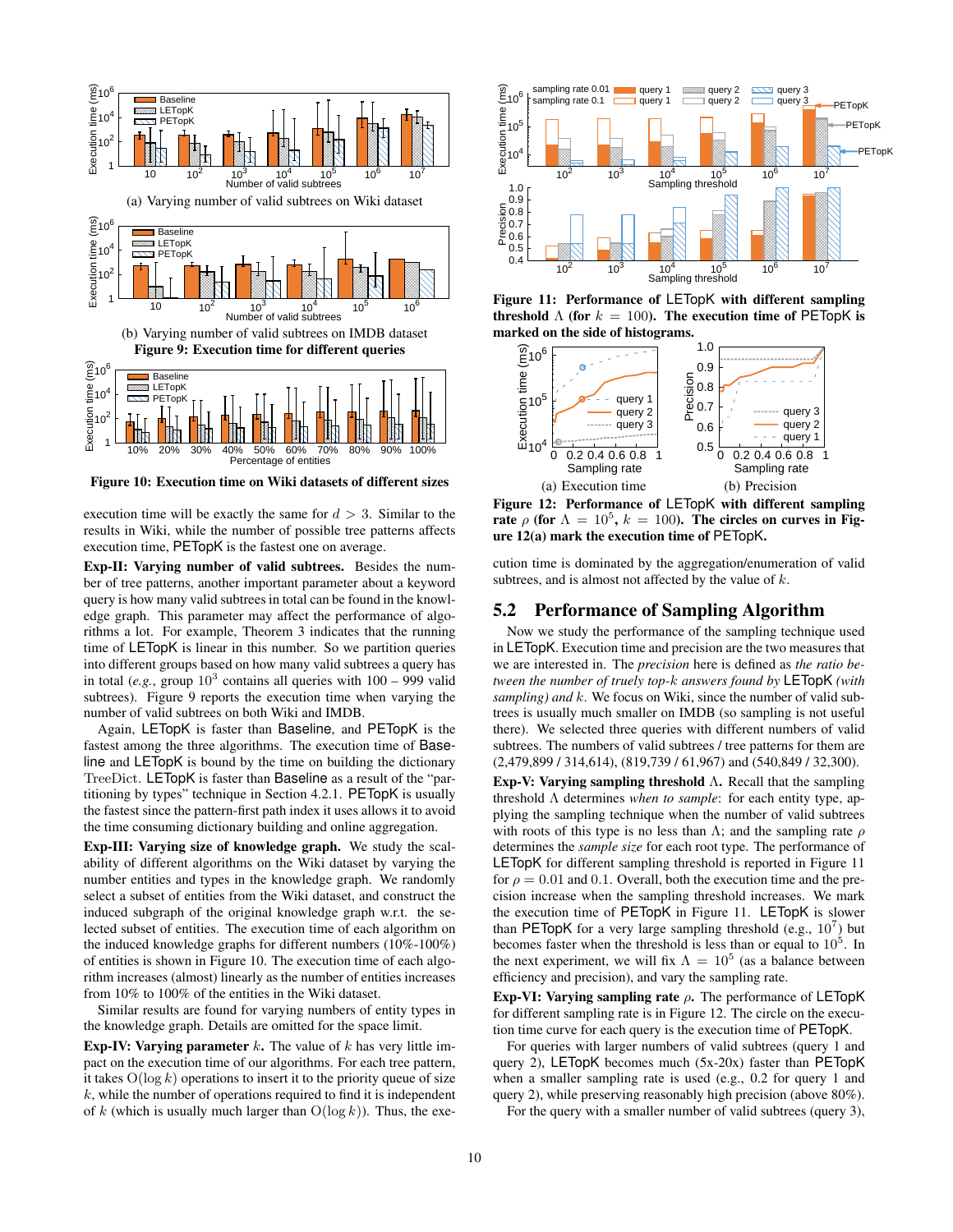(a) Varying number of valid subtrees on Wiki dataset

(b) Varying number of valid subtrees on IMDB dataset

**Figure 9: Execution time for different queries**

**Figure 10: Execution time on Wiki datasets of different sizes**

execution time will be exactly the same for $d > 3$. Similar to the results in Wiki, while the number of possible tree patterns affects execution time, PETopK is the fastest one on average.

**Exp-II: Varying number of valid subtrees.** Besides the number of tree patterns, another important parameter about a keyword query is how many valid subtrees in total can be found in the knowledge graph. This parameter may affect the performance of algorithms a lot. For example, Theorem 3 indicates that the running time of LETopK is linear in this number. So we partition queries into different groups based on how many valid subtrees a query has in total (*e.g.*, group $10^3$ contains all queries with 100 – 999 valid subtrees). Figure 9 reports the execution time when varying the number of valid subtrees on both Wiki and IMDB.

Again, LETopK is faster than Baseline, and PETopK is the fastest among the three algorithms. The execution time of Baseline and LETopK is bound by the time on building the dictionary TreeDict. LETopK is faster than Baseline as a result of the "partitioning by types" technique in Section 4.2.1. PETopK is usually the fastest since the pattern-first path index it uses also allows it to avoid the time consuming dictionary building and online aggregation.

**Exp-III: Varying size of knowledge graph.** We study the scalability of different algorithms on the Wiki dataset by varying the number entities and types in the knowledge graph. We randomly select a subset of entities from the Wiki dataset, and construct the induced subgraph of the original knowledge graph w.r.t. the selected subset of entities. The execution time of each algorithm on the induced knowledge graphs for different numbers (10%-100%) of entities is shown in Figure 10. The execution time of each algorithm increases (almost) linearly as the number of entities increases from 10% to 100% of the entities in the Wiki dataset.

Similar results are found for varying numbers of entity types in the knowledge graph. Details are omitted for the space limit.

**Exp-IV: Varying parameter $k$.** The value of $k$ has very little impact on the execution time of our algorithms. For each tree pattern, it takes $O(\log k)$ operations to insert it to the priority queue of size $k$, while the number of operations required to find it is independent of $k$ (which is usually much larger than $O(\log k)$). Thus, the execution time is dominated by the aggregation/enumeration of valid subtrees, and is almost not affected by the value of $k$.

**Figure 11: Performance of LETopK with different sampling threshold $\Lambda$ (for $k = 100$). The execution time of PETopK is marked on the side of histograms.**

(a) Execution time

(b) Precision

**Figure 12: Performance of LETopK with different sampling rate $\rho$ (for $\Lambda = 10^5$, $k = 100$). The circles on curves in Figure 12(a) mark the execution time of PETopK.**

## 5.2 Performance of Sampling Algorithm

Now we study the performance of the sampling technique used in LETopK. Execution time and precision are the two measures that we are interested in. The *precision* here is defined as *the ratio between the number of truely top-$k$ answers found by* LETopK *(with sampling) and $k$*. We focus on Wiki, since the number of valid subtrees is usually much smaller on IMDB (so sampling is not useful there). We selected three queries with different numbers of valid subtrees. The numbers of valid subtrees / tree patterns for them are (2,479,899 / 314,614), (819,739 / 61,967) and (540,849 / 32,300).

**Exp-V: Varying sampling threshold $\Lambda$.** Recall that the sampling threshold $\Lambda$ determines *when to sample*: for each entity type, applying the sampling technique when the number of valid subtrees with roots of this type is no less than $\Lambda$; and the sampling rate $\rho$ determines the *sample size* for each root type. The performance of LETopK for different sampling threshold is reported in Figure 11 for $\rho = 0.01$ and $0.1$. Overall, both the execution time and the precision increase when the sampling threshold increases. We mark the execution time of PETopK in Figure 11. LETopK is slower than PETopK for a very large sampling threshold (e.g., $10^7$) but becomes faster when the threshold is less than or equal to $10^5$. In the next experiment, we will fix $\Lambda = 10^5$ (as a balance between efficiency and precision), and vary the sampling rate.

**Exp-VI: Varying sampling rate $\rho$.** The performance of LETopK for different sampling rate is in Figure 12. The circle on the execution time curve for each query is the execution time of PETopK.

For queries with larger numbers of valid subtrees (query 1 and query 2), LETopK becomes much (5x-20x) faster than PETopK when a smaller sampling rate is used (e.g., 0.2 for query 1 and query 2), while preserving reasonably high precision (above 80%).

For the query with a smaller number of valid subtrees (query 3),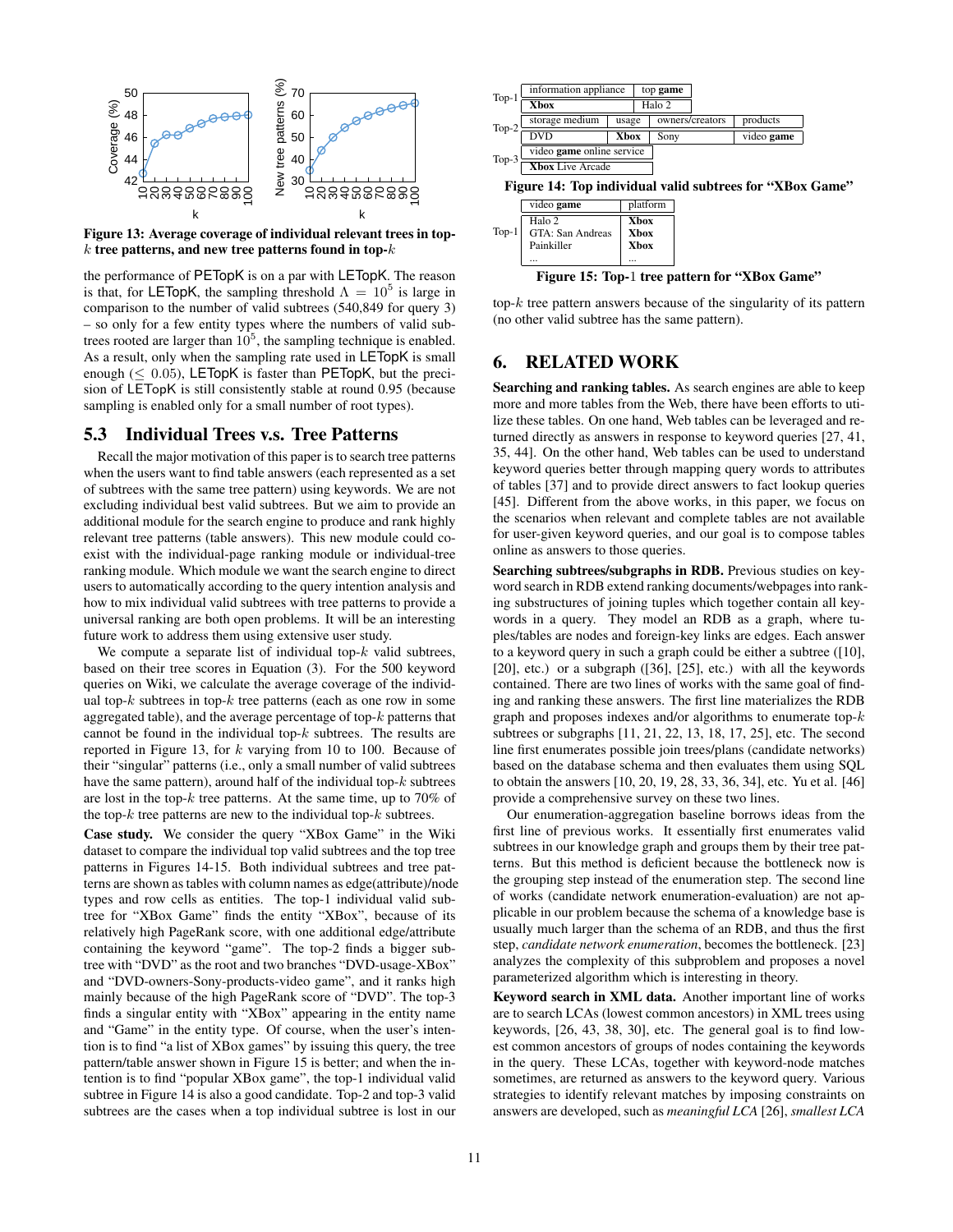Figure 13: Average coverage of individual relevant trees in top-$k$ tree patterns, and new tree patterns found in top-$k$

the performance of PETopK is on a par with LETopK. The reason is that, for LETopK, the sampling threshold $\Lambda = 10^5$ is large in comparison to the number of valid subtrees (540,849 for query 3) – so only for a few entity types where the numbers of valid subtrees rooted are larger than $10^5$, the sampling technique is enabled. As a result, only when the sampling rate used in LETopK is small enough ($\leq 0.05$), LETopK is faster than PETopK, but the precision of LETopK is still consistently stable at round 0.95 (because sampling is enabled only for a small number of root types).

## 5.3 Individual Trees v.s. Tree Patterns

Recall the major motivation of this paper is to search tree patterns when the users want to find table answers (each represented as a set of subtrees with the same tree pattern) using keywords. We are not excluding individual best valid subtrees. But we aim to provide an additional module for the search engine to produce and rank highly relevant tree patterns (table answers). This new module could co-exist with the individual-page ranking module or individual-tree ranking module. Which module we want the search engine to direct users to automatically according to the query intention analysis and how to mix individual valid subtrees with tree patterns to provide a universal ranking are both open problems. It will be an interesting future work to address them using extensive user study.

We compute a separate list of individual top-$k$ valid subtrees, based on their tree scores in Equation (3). For the 500 keyword queries on Wiki, we calculate the average coverage of the individual top-$k$ subtrees in top-$k$ tree patterns (each as one row in some aggregated table), and the average percentage of top-$k$ patterns that cannot be found in the individual top-$k$ subtrees. The results are reported in Figure 13, for $k$ varying from 10 to 100. Because of their "singular" patterns (i.e., only a small number of valid subtrees have the same pattern), around half of the individual top-$k$ subtrees are lost in the top-$k$ tree patterns. At the same time, up to 70% of the top-$k$ tree patterns are new to the individual top-$k$ subtrees.

**Case study.** We consider the query "XBox Game" in the Wiki dataset to compare the individual top valid subtrees and the top tree patterns in Figures 14-15. Both individual subtrees and tree patterns are shown as tables with column names as edge(attribute)/node types and row cells as entities. The top-1 individual valid subtree for "XBox Game" finds the entity "XBox", because of its relatively high PageRank score, with one additional edge/attribute containing the keyword "game". The top-2 finds a bigger subtree with "DVD" as the root and two branches "DVD-usage-XBox" and "DVD-owners-Sony-products-video game", and it ranks high mainly because of the high PageRank score of "DVD". The top-3 finds a singular entity with "XBox" appearing in the entity name and "Game" in the entity type. Of course, when the user's intention is to find "a list of XBox games" by issuing this query, the tree pattern/table answer shown in Figure 15 is better; and when the intention is to find "popular XBox game", the top-1 individual valid subtree in Figure 14 is also a good candidate. Top-2 and top-3 valid subtrees are the cases when a top individual subtree is lost in our top-$k$ tree pattern answers because of the singularity of its pattern (no other valid subtree has the same pattern).

| | information appliance | top **game** | | |
|---|---|---|---|---|
| Top-1 | **Xbox** | Halo 2 | | |
| | storage medium | usage | owners/creators | products |
| Top-2 | DVD | **Xbox** | Sony | video **game** |
| | video **game** online service | | | |
| Top-3 | **Xbox** Live Arcade | | | |

Figure 14: Top individual valid subtrees for "XBox Game"

| | video **game** | platform |
|---|---|---|
| Top-1 | Halo 2 | **Xbox** |
| | GTA: San Andreas | **Xbox** |
| | Painkiller | **Xbox** |
| | ... | ... |

Figure 15: Top-1 tree pattern for "XBox Game"

# 6. RELATED WORK

**Searching and ranking tables.** As search engines are able to keep more and more tables from the Web, there have been efforts to utilize these tables. On one hand, Web tables can be ranked and returned directly as answers in response to keyword queries [27, 41, 35, 44]. On the other hand, Web tables can be used to understand keyword queries better through mapping query words to attributes of tables [37] and to provide direct answers to fact lookup queries [45]. Different from the above works, in this paper, we focus on the scenarios when relevant and complete tables are not available for user-given keyword queries, and our goal is to compose tables online as answers to those queries.

**Searching subtrees/subgraphs in RDB.** Previous studies on keyword search in RDB extend ranking documents/webpages into ranking substructures of joining tuples which together contain all keywords in a query. They model an RDB as a graph, where tuples/tables are nodes and foreign-key links are edges. Each answer to a keyword query in such a graph could be either a subtree ([10], [20], etc.) or a subgraph ([36], [25], etc.) with all the keywords contained. There are two lines of works with the same goal of finding and ranking these answers. The first line materializes the RDB graph and proposes indexes and/or algorithms to enumerate top-$k$ subtrees or subgraphs [11, 21, 22, 13, 18, 17, 25], etc. The second line first enumerates possible join trees/plans (candidate networks) based on the database schema and then evaluates them using SQL to obtain the answers [10, 20, 19, 28, 33, 36, 34], etc. Yu et al. [46] provide a comprehensive survey on these two lines.

Our enumeration-aggregation baseline borrows ideas from the first line of previous works. It essentially first enumerates valid subtrees in our knowledge graph and groups them by their tree patterns. But this method is deficient because the bottleneck now is the grouping step instead of the enumeration step. The second line of works (candidate network enumeration-evaluation) are not applicable in our problem because the schema of a knowledge base is usually much larger than the schema of an RDB, and thus the first step, *candidate network enumeration*, becomes the bottleneck. [23] analyzes the complexity of this subproblem and proposes a novel parameterized algorithm which is interesting in theory.

**Keyword search in XML data.** Another important line of works are to search LCAs (lowest common ancestors) in XML trees using keywords, [26, 43, 38, 30], etc. The general goal is to find lowest common ancestors of groups of nodes containing the keywords in the query. These LCAs, together with keyword-node matches sometimes, are returned as answers to the keyword query. Various strategies to identify relevant matches by imposing constraints on answers are developed, such as *meaningful LCA* [26], *smallest LCA*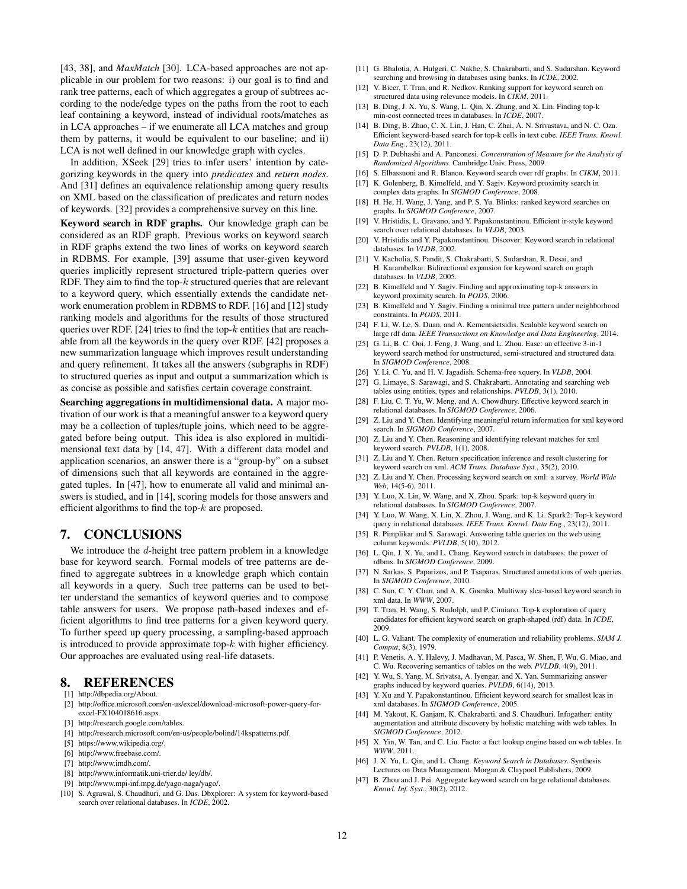[43, 38], and *MaxMatch* [30]. LCA-based approaches are not applicable in our problem for two reasons: i) our goal is to find and rank tree patterns, each of which aggregates a group of subtrees according to the node/edge types on the paths from the root to each leaf containing a keyword, instead of individual roots/matches as in LCA approaches – if we enumerate all LCA matches and group them by patterns, it would be equivalent to our baseline; and ii) LCA is not well defined in our knowledge graph with cycles.

In addition, XSeek [29] tries to infer users' intention by categorizing keywords in the query into *predicates* and *return nodes*. And [31] defines an equivalence relationship among query results on XML based on the classification of predicates and return nodes of keywords. [32] provides a comprehensive survey on this line.

**Keyword search in RDF graphs.** Our knowledge graph can be considered as an RDF graph. Previous works on keyword search in RDF graphs extend the two lines of works on keyword search in RDBMS. For example, [39] assume that user-given keyword queries implicitly represent structured triple-pattern queries over RDF. They aim to find the top-$k$ structured queries that are relevant to a keyword query, which essentially extends the candidate network enumeration problem in RDBMS to RDF. [16] and [12] study ranking models and algorithms for the results of those structured queries over RDF. [24] tries to find the top-$k$ entities that are reachable from all the keywords in the query over RDF. [42] proposes a new summarization language which improves result understanding and query refinement. It takes all the answers (subgraphs in RDF) to structured queries as input and output a summarization which is as concise as possible and satisfies certain coverage constraint.

**Searching aggregations in multidimensional data.** A major motivation of our work is that a meaningful answer to a keyword query may be a collection of tuples/tuple joins, which need to be aggregated before being output. This idea is also explored in multidimensional text data by [14, 47]. With a different data model and application scenarios, an answer there is a "group-by" on a subset of dimensions such that all keywords are contained in the aggregated tuples. In [47], how to enumerate all valid and minimal answers is studied, and in [14], scoring models for those answers and efficient algorithms to find the top-$k$ are proposed.

# 7. CONCLUSIONS

We introduce the $d$-height tree pattern problem in a knowledge base for keyword search. Formal models of tree patterns are defined to aggregate subtrees in a knowledge graph which contain all keywords in a query. Such tree patterns can be used to better understand the semantics of keyword queries and to compose table answers for users. We propose path-based indexes and efficient algorithms to find tree patterns for a given keyword query. To further speed up query processing, a sampling-based approach is introduced to provide approximate top-$k$ with higher efficiency. Our approaches are evaluated using real-life datasets.

# 8. REFERENCES

[1] http://dbpedia.org/About.
[2] http://office.microsoft.com/en-us/excel/download-microsoft-power-query-for-excel-FX104018616.aspx.
[3] http://research.google.com/tables.
[4] http://research.microsoft.com/en-us/people/bolind/14kspatterns.pdf.
[5] https://www.wikipedia.org/.
[6] http://www.freebase.com/.
[7] http://www.imdb.com/.
[8] http://www.informatik.uni-trier.de/ ley/db/.
[9] http://www.mpi-inf.mpg.de/yago-naga/yago/.
[10] S. Agrawal, S. Chaudhuri, and G. Das. Dbxplorer: A system for keyword-based search over relational databases. In *ICDE*, 2002.
[11] G. Bhalotia, A. Hulgeri, C. Nakhe, S. Chakrabarti, and S. Sudarshan. Keyword searching and browsing in databases using banks. In *ICDE*, 2002.
[12] V. Bicer, T. Tran, and R. Nedkov. Ranking support for keyword search on structured data using relevance models. In *CIKM*, 2011.
[13] B. Ding, J. X. Yu, S. Wang, L. Qin, X. Zhang, and X. Lin. Finding top-k min-cost connected trees in databases. In *ICDE*, 2007.
[14] B. Ding, B. Zhao, C. X. Lin, J. Han, C. Zhai, A. N. Srivastava, and N. C. Oza. Efficient keyword-based search for top-k cells in text cube. *IEEE Trans. Knowl. Data Eng.*, 23(12), 2011.
[15] D. P. Dubhashi and A. Panconesi. *Concentration of Measure for the Analysis of Randomized Algorithms*. Cambridge Univ. Press, 2009.
[16] S. Elbassuoni and R. Blanco. Keyword search over rdf graphs. In *CIKM*, 2011.
[17] K. Golenberg, B. Kimelfeld, and Y. Sagiv. Keyword proximity search in complex data graphs. In *SIGMOD Conference*, 2008.
[18] H. He, H. Wang, J. Yang, and P. S. Yu. Blinks: ranked keyword searches on graphs. In *SIGMOD Conference*, 2007.
[19] V. Hristidis, L. Gravano, and Y. Papakonstantinou. Efficient ir-style keyword search over relational databases. In *VLDB*, 2003.
[20] V. Hristidis and Y. Papakonstantinou. Discover: Keyword search in relational databases. In *VLDB*, 2002.
[21] V. Kacholia, S. Pandit, S. Chakrabarti, S. Sudarshan, R. Desai, and H. Karambelkar. Bidirectional expansion for keyword search on graph databases. In *VLDB*, 2005.
[22] B. Kimelfeld and Y. Sagiv. Finding and approximating top-k answers in keyword proximity search. In *PODS*, 2006.
[23] B. Kimelfeld and Y. Sagiv. Finding a minimal tree pattern under neighborhood constraints. In *PODS*, 2011.
[24] F. Li, W. Le, S. Duan, and A. Kementsietsidis. Scalable keyword search on large rdf data. *IEEE Transactions on Knowledge and Data Engineering*, 2014.
[25] G. Li, B. C. Ooi, J. Feng, J. Wang, and L. Zhou. Ease: an effective 3-in-1 keyword search method for unstructured, semi-structured and structured data. In *SIGMOD Conference*, 2008.
[26] Y. Li, C. Yu, and H. V. Jagadish. Schema-free xquery. In *VLDB*, 2004.
[27] G. Limaye, S. Sarawagi, and S. Chakrabarti. Annotating and searching web tables using entities, types and relationships. *PVLDB*, 3(1), 2010.
[28] F. Liu, C. T. Yu, W. Meng, and A. Chowdhury. Effective keyword search in relational databases. In *SIGMOD Conference*, 2006.
[29] Z. Liu and Y. Chen. Identifying meaningful return information for xml keyword search. In *SIGMOD Conference*, 2007.
[30] Z. Liu and Y. Chen. Reasoning and identifying relevant matches for xml keyword search. *PVLDB*, 1(1), 2008.
[31] Z. Liu and Y. Chen. Return specification inference and result clustering for keyword search on xml. *ACM Trans. Database Syst.*, 35(2), 2010.
[32] Z. Liu and Y. Chen. Processing keyword search on xml: a survey. *World Wide Web*, 14(5-6), 2011.
[33] Y. Luo, X. Lin, W. Wang, and X. Zhou. Spark: top-k keyword query in relational databases. In *SIGMOD Conference*, 2007.
[34] Y. Luo, W. Wang, X. Lin, X. Zhou, J. Wang, and K. Li. Spark2: Top-k keyword query in relational databases. *IEEE Trans. Knowl. Data Eng.*, 23(12), 2011.
[35] R. Pimplikar and S. Sarawagi. Answering table queries on the web using column keywords. *PVLDB*, 5(10), 2012.
[36] L. Qin, J. X. Yu, and L. Chang. Keyword search in databases: the power of rdbms. In *SIGMOD Conference*, 2009.
[37] N. Sarkas, S. Paparizos, and P. Tsaparas. Structured annotations of web queries. In *SIGMOD Conference*, 2010.
[38] C. Sun, C. Y. Chan, and A. K. Goenka. Multiway slca-based keyword search in xml data. In *WWW*, 2007.
[39] T. Tran, H. Wang, S. Rudolph, and P. Cimiano. Top-k exploration of query candidates for efficient keyword search on graph-shaped (rdf) data. In *ICDE*, 2009.
[40] L. G. Valiant. The complexity of enumeration and reliability problems. *SIAM J. Comput*, 8(3), 1979.
[41] P. Venetis, A. Y. Halevy, J. Madhavan, M. Pasca, W. Shen, F. Wu, G. Miao, and C. Wu. Recovering semantics of tables on the web. *PVLDB*, 4(9), 2011.
[42] Y. Wu, S. Yang, M. Srivatsa, A. Iyengar, and X. Yan. Summarizing answer graphs induced by keyword queries. *PVLDB*, 6(14), 2013.
[43] Y. Xu and Y. Papakonstantinou. Efficient keyword search for smallest lcas in xml databases. In *SIGMOD Conference*, 2005.
[44] M. Yakout, K. Ganjam, K. Chakrabarti, and S. Chaudhuri. Infogather: entity augmentation and attribute discovery by holistic matching with web tables. In *SIGMOD Conference*, 2012.
[45] X. Yin, W. Tan, and C. Liu. Facto: a fact lookup engine based on web tables. In *WWW*, 2011.
[46] J. X. Yu, L. Qin, and L. Chang. *Keyword Search in Databases*. Synthesis Lectures on Data Management. Morgan & Claypool Publishers, 2009.
[47] B. Zhou and J. Pei. Aggregate keyword search on large relational databases. *Knowl. Inf. Syst.*, 30(2), 2012.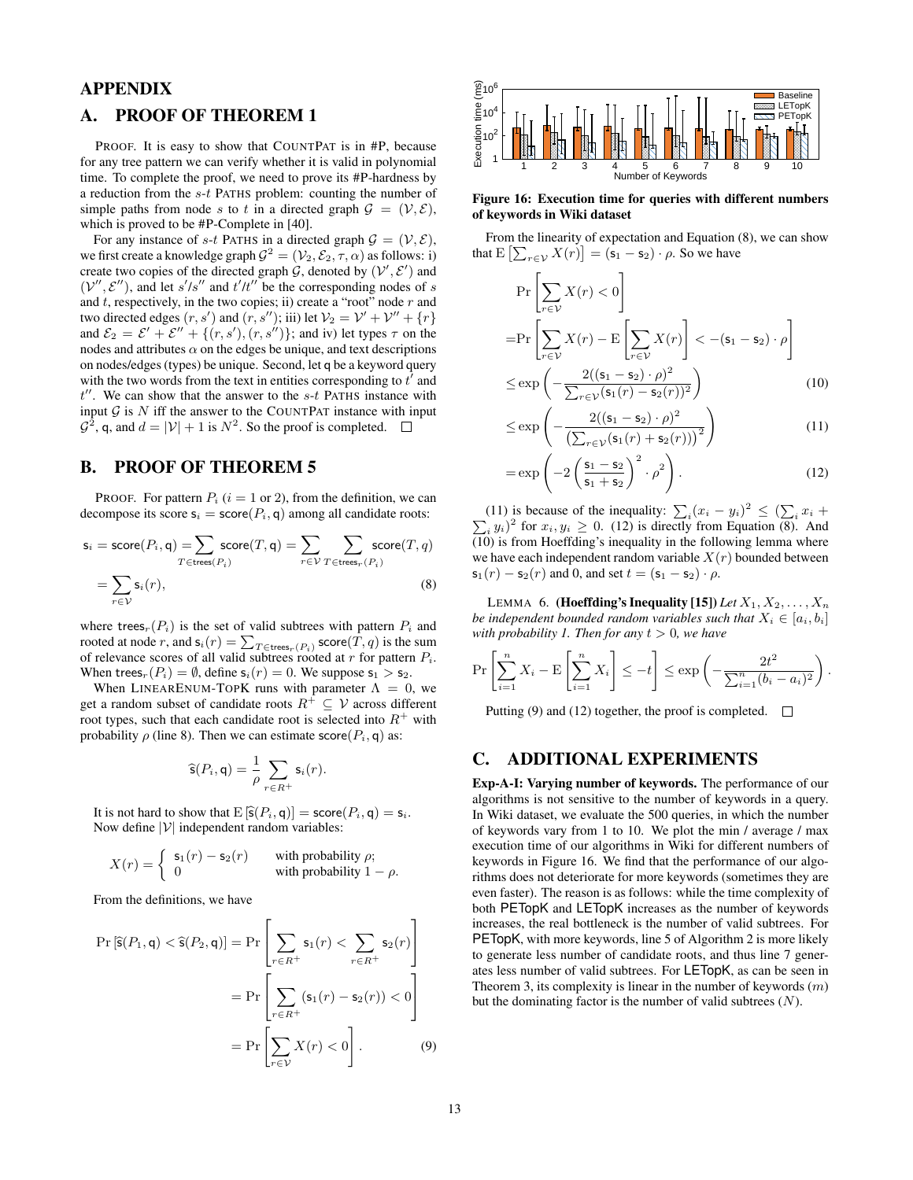# APPENDIX

## A. PROOF OF THEOREM 1

PROOF. It is easy to show that COUNTPAT is in #P, because for any tree pattern we can verify whether it is valid in polynomial time. To complete the proof, we need to prove its #P-hardness by a reduction from the $s$-$t$ PATHS problem: counting the number of simple paths from node $s$ to $t$ in a directed graph $\mathcal{G} = (\mathcal{V}, \mathcal{E})$, which is proved to be #P-Complete in [40].

For any instance of $s$-$t$ PATHS in a directed graph $\mathcal{G} = (\mathcal{V}, \mathcal{E})$, we first create a knowledge graph $\mathcal{G}^2 = (\mathcal{V}_2, \mathcal{E}_2, \tau, \alpha)$ as follows: i) create two copies of the directed graph $\mathcal{G}$, denoted by $(\mathcal{V}', \mathcal{E}')$ and $(\mathcal{V}'', \mathcal{E}'')$, and let $s'/s''$ and $t'/t''$ be the corresponding nodes of $s$ and $t$, respectively, in the two copies; ii) create a "root" node $r$ and two directed edges $(r, s')$ and $(r, s'')$; iii) let $\mathcal{V}_2 = \mathcal{V}' + \mathcal{V}'' + \{r\}$ and $\mathcal{E}_2 = \mathcal{E}' + \mathcal{E}'' + \{(r, s'), (r, s'')\}$; and iv) let types $\tau$ on the nodes and attributes $\alpha$ on the edges be unique, and text descriptions on nodes/edges (types) be unique. Second, let q be a keyword query with the two words from the text in entities corresponding to $t'$ and $t''$. We can show that the answer to the $s$-$t$ PATHS instance with input $\mathcal{G}$ is $N$ iff the answer to the COUNTPAT instance with input $\mathcal{G}^2$, q, and $d = |\mathcal{V}| + 1$ is $N^2$. So the proof is completed. □

## B. PROOF OF THEOREM 5

PROOF. For pattern $P_i$ ($i = 1$ or $2$), from the definition, we can decompose its score $\mathsf{s}_i = \mathsf{score}(P_i, \mathsf{q})$ among all candidate roots:

$$\mathsf{s}_i = \mathsf{score}(P_i, \mathsf{q}) = \sum_{T \in \mathsf{trees}(P_i)} \mathsf{score}(T, \mathsf{q}) = \sum_{r \in \mathcal{V}} \sum_{T \in \mathsf{trees}_r(P_i)} \mathsf{score}(T, q)$$

$$= \sum_{r \in \mathcal{V}} \mathsf{s}_i(r), \tag{8}$$

where $\mathsf{trees}_r(P_i)$ is the set of valid subtrees with pattern $P_i$ and rooted at node $r$, and $\mathsf{s}_i(r) = \sum_{T \in \mathsf{trees}_r(P_i)} \mathsf{score}(T, q)$ is the sum of relevance scores of all valid subtrees rooted at $r$ for pattern $P_i$. When $\mathsf{trees}_r(P_i) = \emptyset$, define $\mathsf{s}_i(r) = 0$. We suppose $\mathsf{s}_1 > \mathsf{s}_2$.

When LINEARENUM-TOPK runs with parameter $\Lambda = 0$, we get a random subset of candidate roots $R^+ \subseteq \mathcal{V}$ across different root types, such that each candidate root is selected into $R^+$ with probability $\rho$ (line 8). Then we can estimate $\mathsf{score}(P_i, \mathsf{q})$ as:

$$\widehat{\mathsf{s}}(P_i, \mathsf{q}) = \frac{1}{\rho} \sum_{r \in R^+} \mathsf{s}_i(r).$$

It is not hard to show that $\mathrm{E}\left[\widehat{\mathsf{s}}(P_i, \mathsf{q})\right] = \mathsf{score}(P_i, \mathsf{q}) = \mathsf{s}_i$. Now define $|\mathcal{V}|$ independent random variables:

$$X(r) = \begin{cases} \mathsf{s}_1(r) - \mathsf{s}_2(r) & \text{with probability } \rho; \\ 0 & \text{with probability } 1 - \rho. \end{cases}$$

From the definitions, we have

$$\Pr\left[\widehat{\mathsf{s}}(P_1, \mathsf{q}) < \widehat{\mathsf{s}}(P_2, \mathsf{q})\right] = \Pr\left[\sum_{r \in R^+} \mathsf{s}_1(r) < \sum_{r \in R^+} \mathsf{s}_2(r)\right]$$

$$= \Pr\left[\sum_{r \in R^+} (\mathsf{s}_1(r) - \mathsf{s}_2(r)) < 0\right]$$

$$= \Pr\left[\sum_{r \in \mathcal{V}} X(r) < 0\right]. \tag{9}$$

Execution time (ms)
10^6
10^4
10^2
1
1 2 3 4 5 6 7 8 9 10
Number of Keywords
Baseline
LETopK
PETopK

**Figure 16: Execution time for queries with different numbers of keywords in Wiki dataset**

From the linearity of expectation and Equation (8), we can show that $\mathrm{E}\left[\sum_{r \in \mathcal{V}} X(r)\right] = (\mathsf{s}_1 - \mathsf{s}_2) \cdot \rho$. So we have

$$\Pr\left[\sum_{r \in \mathcal{V}} X(r) < 0\right]$$

$$= \Pr\left[\sum_{r \in \mathcal{V}} X(r) - \mathrm{E}\left[\sum_{r \in \mathcal{V}} X(r)\right] < -(\mathsf{s}_1 - \mathsf{s}_2) \cdot \rho\right]$$

$$\leq \exp\left(-\frac{2((\mathsf{s}_1 - \mathsf{s}_2) \cdot \rho)^2}{\sum_{r \in \mathcal{V}} (\mathsf{s}_1(r) - \mathsf{s}_2(r))^2}\right) \tag{10}$$

$$\leq \exp\left(-\frac{2((\mathsf{s}_1 - \mathsf{s}_2) \cdot \rho)^2}{\left(\sum_{r \in \mathcal{V}} (\mathsf{s}_1(r) + \mathsf{s}_2(r))\right)^2}\right) \tag{11}$$

$$= \exp\left(-2\left(\frac{\mathsf{s}_1 - \mathsf{s}_2}{\mathsf{s}_1 + \mathsf{s}_2}\right)^2 \cdot \rho^2\right). \tag{12}$$

(11) is because of the inequality: $\sum_i (x_i - y_i)^2 \leq (\sum_i x_i + \sum_i y_i)^2$ for $x_i, y_i \geq 0$. (12) is directly from Equation (8). And (10) is from Hoeffding's inequality in the following lemma where we have each independent random variable $X(r)$ bounded between $\mathsf{s}_1(r) - \mathsf{s}_2(r)$ and 0, and set $t = (\mathsf{s}_1 - \mathsf{s}_2) \cdot \rho$.

LEMMA 6. **(Hoeffding's Inequality [15])** *Let $X_1, X_2, \ldots, X_n$ be independent bounded random variables such that $X_i \in [a_i, b_i]$ with probability 1. Then for any $t > 0$, we have*

$$\Pr\left[\sum_{i=1}^{n} X_i - \mathrm{E}\left[\sum_{i=1}^{n} X_i\right] \leq -t\right] \leq \exp\left(-\frac{2t^2}{\sum_{i=1}^{n} (b_i - a_i)^2}\right).$$

Putting (9) and (12) together, the proof is completed. □

## C. ADDITIONAL EXPERIMENTS

**Exp-A-I: Varying number of keywords.** The performance of our algorithms is not sensitive to the number of keywords in a query. In Wiki dataset, we evaluate the 500 queries, in which the number of keywords vary from 1 to 10. We plot the min / average / max execution time of our algorithms in Wiki for different numbers of keywords in Figure 16. We find that the performance of our algorithms does not deteriorate for more keywords (sometimes they are even faster). The reason is as follows: while the time complexity of both PETopK and LETopK increases as the number of keywords increases, the real bottleneck is the number of valid subtrees. For PETopK, with more keywords, line 5 of Algorithm 2 is more likely to generate less number of candidate roots, and thus line 7 generates less number of valid subtrees. For LETopK, as can be seen in Theorem 3, its complexity is linear in the number of keywords ($m$) but the dominating factor is the number of valid subtrees ($N$).